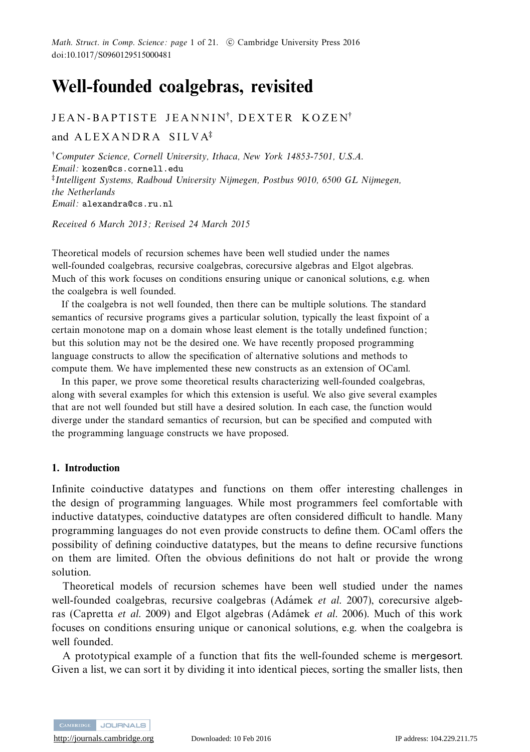# Well-founded coalgebras, revisited

JEAN-BAPTISTE JEANNIN[†], DEXTER KOZEN[†] and ALEXANDRA SILVA[‡]

[†]*Computer Science, Cornell University, Ithaca, New York 14853-7501, U.S.A.*
*Email:* kozen@cs.cornell.edu
[‡]*Intelligent Systems, Radboud University Nijmegen, Postbus 9010, 6500 GL Nijmegen, the Netherlands*
*Email:* alexandra@cs.ru.nl

*Received 6 March 2013; Revised 24 March 2015*

Theoretical models of recursion schemes have been well studied under the names well-founded coalgebras, recursive coalgebras, corecursive algebras and Elgot algebras. Much of this work focuses on conditions ensuring unique or canonical solutions, e.g. when the coalgebra is well founded.

If the coalgebra is not well founded, then there can be multiple solutions. The standard semantics of recursive programs gives a particular solution, typically the least fixpoint of a certain monotone map on a domain whose least element is the totally undefined function; but this solution may not be the desired one. We have recently proposed programming language constructs to allow the specification of alternative solutions and methods to compute them. We have implemented these new constructs as an extension of OCaml.

In this paper, we prove some theoretical results characterizing well-founded coalgebras, along with several examples for which this extension is useful. We also give several examples that are not well founded but still have a desired solution. In each case, the function would diverge under the standard semantics of recursion, but can be specified and computed with the programming language constructs we have proposed.

## 1. Introduction

Infinite coinductive datatypes and functions on them offer interesting challenges in the design of programming languages. While most programmers feel comfortable with inductive datatypes, coinductive datatypes are often considered difficult to handle. Many programming languages do not even provide constructs to define them. OCaml offers the possibility of defining coinductive datatypes, but the means to define recursive functions on them are limited. Often the obvious definitions do not halt or provide the wrong solution.

Theoretical models of recursion schemes have been well studied under the names well-founded coalgebras, recursive coalgebras (Adámek *et al.* 2007), corecursive algebras (Capretta *et al.* 2009) and Elgot algebras (Adámek *et al.* 2006). Much of this work focuses on conditions ensuring unique or canonical solutions, e.g. when the coalgebra is well founded.

A prototypical example of a function that fits the well-founded scheme is mergesort. Given a list, we can sort it by dividing it into identical pieces, sorting the smaller lists, then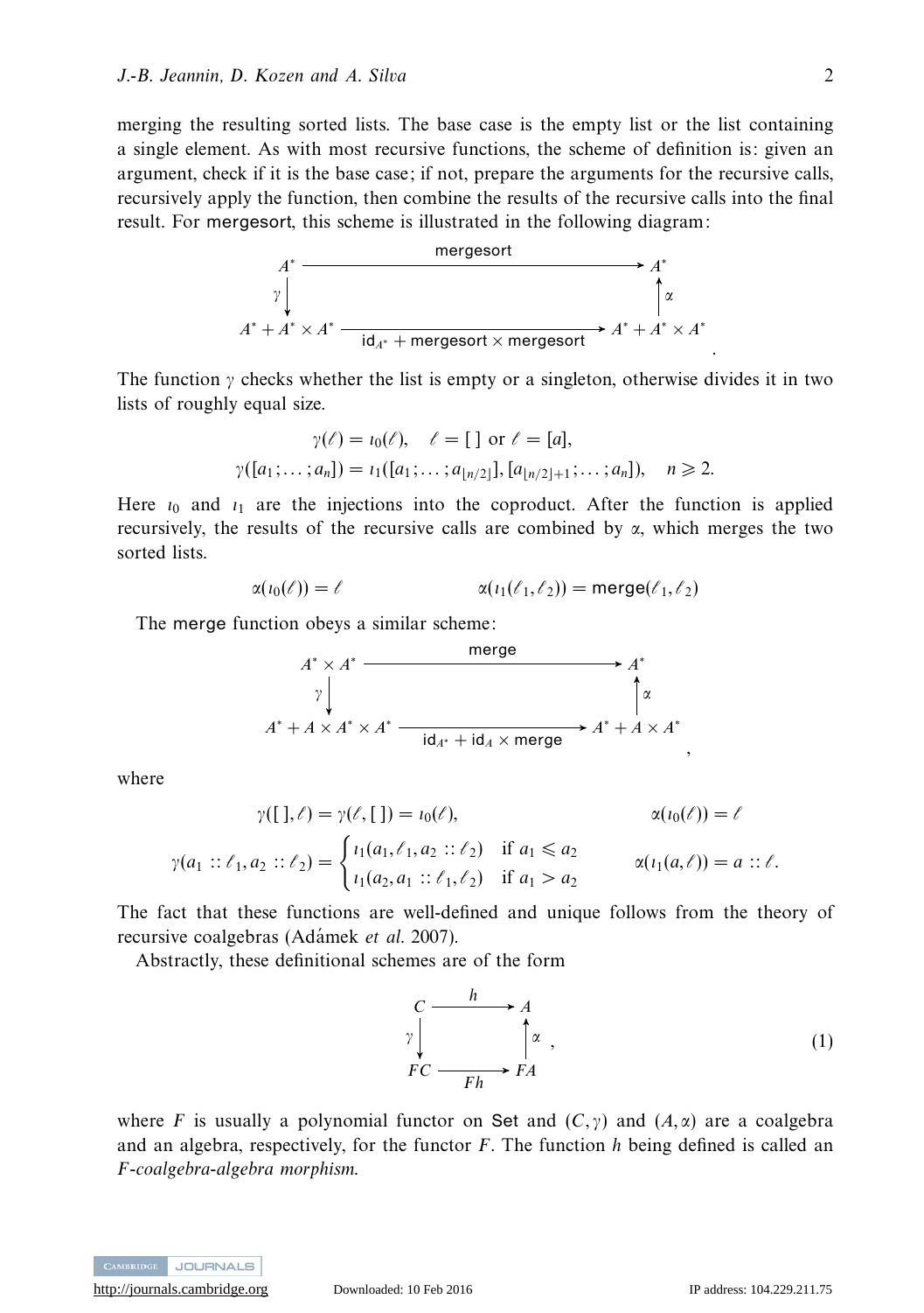merging the resulting sorted lists. The base case is the empty list or the list containing a single element. As with most recursive functions, the scheme of definition is: given an argument, check if it is the base case; if not, prepare the arguments for the recursive calls, recursively apply the function, then combine the results of the recursive calls into the final result. For mergesort, this scheme is illustrated in the following diagram:

$$\begin{array}{ccc}
A^* & \xrightarrow{\quad \mathsf{mergesort} \quad} & A^* \\
\gamma \big\downarrow & & \big\uparrow \alpha \\
A^* + A^* \times A^* & \xrightarrow[\mathsf{id}_{A^*} + \mathsf{mergesort} \times \mathsf{mergesort}]{} & A^* + A^* \times A^*
\end{array}.$$

The function $\gamma$ checks whether the list is empty or a singleton, otherwise divides it in two lists of roughly equal size.

$$\gamma(\ell) = \iota_0(\ell), \quad \ell = [\,] \text{ or } \ell = [a],$$
$$\gamma([a_1; \ldots; a_n]) = \iota_1([a_1; \ldots; a_{\lfloor n/2 \rfloor}], [a_{\lfloor n/2 \rfloor + 1}; \ldots; a_n]), \quad n \geqslant 2.$$

Here $\iota_0$ and $\iota_1$ are the injections into the coproduct. After the function is applied recursively, the results of the recursive calls are combined by $\alpha$, which merges the two sorted lists.

$$\alpha(\iota_0(\ell)) = \ell \qquad\qquad \alpha(\iota_1(\ell_1, \ell_2)) = \mathsf{merge}(\ell_1, \ell_2)$$

The merge function obeys a similar scheme:

$$\begin{array}{ccc}
A^* \times A^* & \xrightarrow{\quad \mathsf{merge} \quad} & A^* \\
\gamma \big\downarrow & & \big\uparrow \alpha \\
A^* + A \times A^* \times A^* & \xrightarrow[\mathsf{id}_{A^*} + \mathsf{id}_A \times \mathsf{merge}]{} & A^* + A \times A^*
\end{array},$$

where

$$\gamma([\,], \ell) = \gamma(\ell, [\,]) = \iota_0(\ell), \qquad\qquad \alpha(\iota_0(\ell)) = \ell$$
$$\gamma(a_1 :: \ell_1, a_2 :: \ell_2) = \begin{cases} \iota_1(a_1, \ell_1, a_2 :: \ell_2) & \text{if } a_1 \leqslant a_2 \\ \iota_1(a_2, a_1 :: \ell_1, \ell_2) & \text{if } a_1 > a_2 \end{cases} \qquad \alpha(\iota_1(a, \ell)) = a :: \ell.$$

The fact that these functions are well-defined and unique follows from the theory of recursive coalgebras (Adámek *et al.* 2007).

Abstractly, these definitional schemes are of the form

$$\begin{array}{ccc}
C & \xrightarrow{\quad h \quad} & A \\
\gamma \big\downarrow & & \big\uparrow \alpha \\
FC & \xrightarrow[\quad Fh \quad]{} & FA
\end{array}, \tag{1}$$

where $F$ is usually a polynomial functor on Set and $(C, \gamma)$ and $(A, \alpha)$ are a coalgebra and an algebra, respectively, for the functor $F$. The function $h$ being defined is called an *F-coalgebra-algebra morphism.*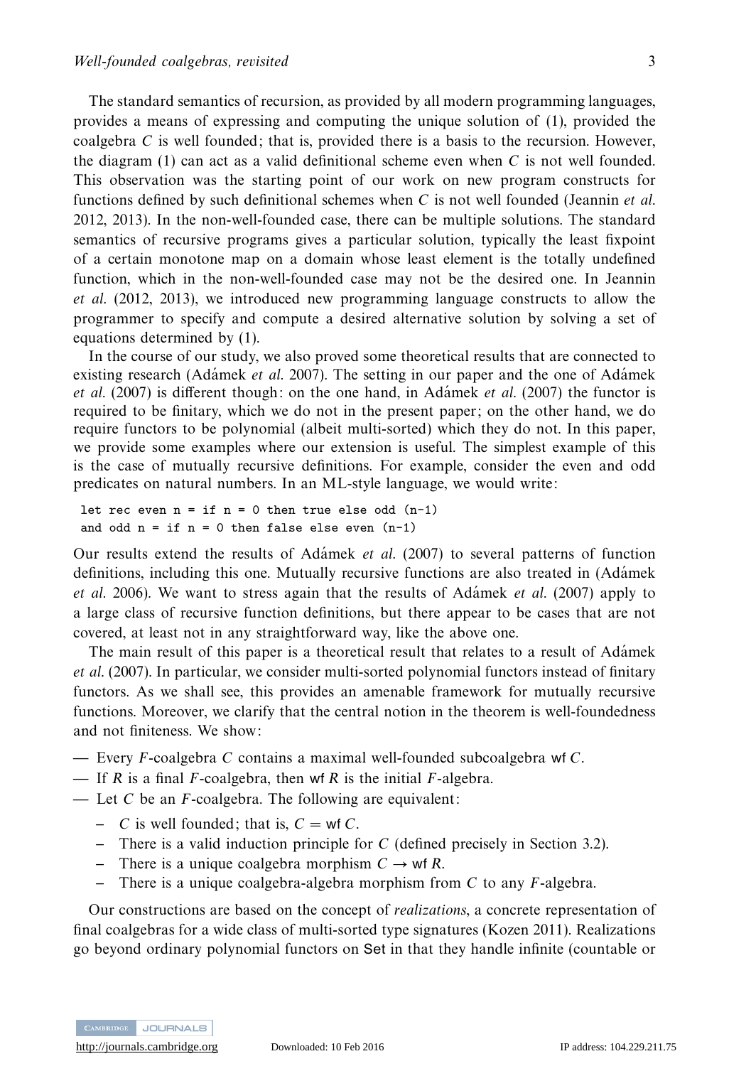The standard semantics of recursion, as provided by all modern programming languages, provides a means of expressing and computing the unique solution of (1), provided the coalgebra $C$ is well founded; that is, provided there is a basis to the recursion. However, the diagram (1) can act as a valid definitional scheme even when $C$ is not well founded. This observation was the starting point of our work on new program constructs for functions defined by such definitional schemes when $C$ is not well founded (Jeannin *et al.* 2012, 2013). In the non-well-founded case, there can be multiple solutions. The standard semantics of recursive programs gives a particular solution, typically the least fixpoint of a certain monotone map on a domain whose least element is the totally undefined function, which in the non-well-founded case may not be the desired one. In Jeannin *et al.* (2012, 2013), we introduced new programming language constructs to allow the programmer to specify and compute a desired alternative solution by solving a set of equations determined by (1).

In the course of our study, we also proved some theoretical results that are connected to existing research (Adámek *et al.* 2007). The setting in our paper and the one of Adámek *et al.* (2007) is different though: on the one hand, in Adámek *et al.* (2007) the functor is required to be finitary, which we do not in the present paper; on the other hand, we do require functors to be polynomial (albeit multi-sorted) which they do not. In this paper, we provide some examples where our extension is useful. The simplest example of this is the case of mutually recursive definitions. For example, consider the even and odd predicates on natural numbers. In an ML-style language, we would write:

```
let rec even n = if n = 0 then true else odd (n-1)
and odd n = if n = 0 then false else even (n-1)
```

Our results extend the results of Adámek *et al.* (2007) to several patterns of function definitions, including this one. Mutually recursive functions are also treated in (Adámek *et al.* 2006). We want to stress again that the results of Adámek *et al.* (2007) apply to a large class of recursive function definitions, but there appear to be cases that are not covered, at least not in any straightforward way, like the above one.

The main result of this paper is a theoretical result that relates to a result of Adámek *et al.* (2007). In particular, we consider multi-sorted polynomial functors instead of finitary functors. As we shall see, this provides an amenable framework for mutually recursive functions. Moreover, we clarify that the central notion in the theorem is well-foundedness and not finiteness. We show:

- Every $F$-coalgebra $C$ contains a maximal well-founded subcoalgebra $\mathsf{wf}\,C$.
- If $R$ is a final $F$-coalgebra, then $\mathsf{wf}\,R$ is the initial $F$-algebra.
- Let $C$ be an $F$-coalgebra. The following are equivalent:
  - $C$ is well founded; that is, $C = \mathsf{wf}\,C$.
  - There is a valid induction principle for $C$ (defined precisely in Section 3.2).
  - There is a unique coalgebra morphism $C \to \mathsf{wf}\,R$.
  - There is a unique coalgebra-algebra morphism from $C$ to any $F$-algebra.

Our constructions are based on the concept of *realizations*, a concrete representation of final coalgebras for a wide class of multi-sorted type signatures (Kozen 2011). Realizations go beyond ordinary polynomial functors on Set in that they handle infinite (countable or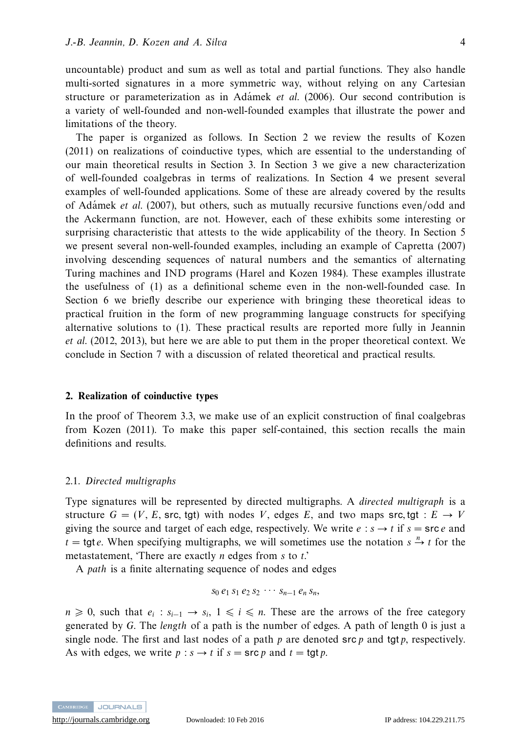uncountable) product and sum as well as total and partial functions. They also handle multi-sorted signatures in a more symmetric way, without relying on any Cartesian structure or parameterization as in Adámek *et al.* (2006). Our second contribution is a variety of well-founded and non-well-founded examples that illustrate the power and limitations of the theory.

The paper is organized as follows. In Section 2 we review the results of Kozen (2011) on realizations of coinductive types, which are essential to the understanding of our main theoretical results in Section 3. In Section 3 we give a new characterization of well-founded coalgebras in terms of realizations. In Section 4 we present several examples of well-founded applications. Some of these are already covered by the results of Adámek *et al.* (2007), but others, such as mutually recursive functions even/odd and the Ackermann function, are not. However, each of these exhibits some interesting or surprising characteristic that attests to the wide applicability of the theory. In Section 5 we present several non-well-founded examples, including an example of Capretta (2007) involving descending sequences of natural numbers and the semantics of alternating Turing machines and IND programs (Harel and Kozen 1984). These examples illustrate the usefulness of (1) as a definitional scheme even in the non-well-founded case. In Section 6 we briefly describe our experience with bringing these theoretical ideas to practical fruition in the form of new programming language constructs for specifying alternative solutions to (1). These practical results are reported more fully in Jeannin *et al.* (2012, 2013), but here we are able to put them in the proper theoretical context. We conclude in Section 7 with a discussion of related theoretical and practical results.

## 2. Realization of coinductive types

In the proof of Theorem 3.3, we make use of an explicit construction of final coalgebras from Kozen (2011). To make this paper self-contained, this section recalls the main definitions and results.

### 2.1. *Directed multigraphs*

Type signatures will be represented by directed multigraphs. A *directed multigraph* is a structure $G = (V, E, \mathsf{src}, \mathsf{tgt})$ with nodes $V$, edges $E$, and two maps $\mathsf{src}, \mathsf{tgt} : E \to V$ giving the source and target of each edge, respectively. We write $e : s \to t$ if $s = \mathsf{src}\, e$ and $t = \mathsf{tgt}\, e$. When specifying multigraphs, we will sometimes use the notation $s \xrightarrow{n} t$ for the metastatement, 'There are exactly $n$ edges from $s$ to $t$.'

A *path* is a finite alternating sequence of nodes and edges

$$s_0\, e_1\, s_1\, e_2\, s_2\, \cdots\, s_{n-1}\, e_n\, s_n,$$

$n \geqslant 0$, such that $e_i : s_{i-1} \to s_i$, $1 \leqslant i \leqslant n$. These are the arrows of the free category generated by $G$. The *length* of a path is the number of edges. A path of length 0 is just a single node. The first and last nodes of a path $p$ are denoted $\mathsf{src}\, p$ and $\mathsf{tgt}\, p$, respectively. As with edges, we write $p : s \to t$ if $s = \mathsf{src}\, p$ and $t = \mathsf{tgt}\, p$.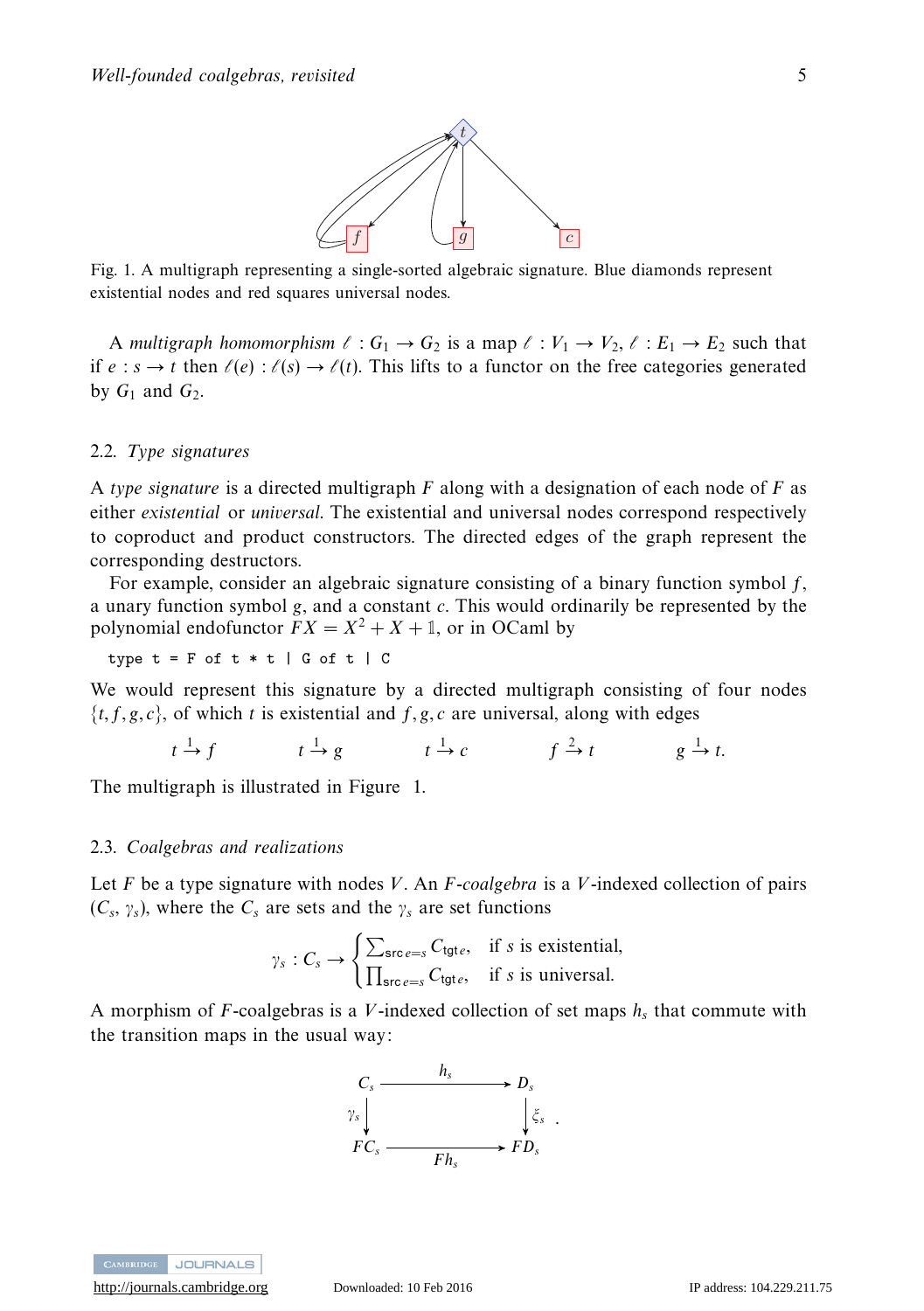Fig. 1. A multigraph representing a single-sorted algebraic signature. Blue diamonds represent existential nodes and red squares universal nodes.

A *multigraph homomorphism* $\ell : G_1 \to G_2$ is a map $\ell : V_1 \to V_2$, $\ell : E_1 \to E_2$ such that if $e : s \to t$ then $\ell(e) : \ell(s) \to \ell(t)$. This lifts to a functor on the free categories generated by $G_1$ and $G_2$.

### 2.2. *Type signatures*

A *type signature* is a directed multigraph $F$ along with a designation of each node of $F$ as either *existential* or *universal*. The existential and universal nodes correspond respectively to coproduct and product constructors. The directed edges of the graph represent the corresponding destructors.

For example, consider an algebraic signature consisting of a binary function symbol $f$, a unary function symbol $g$, and a constant $c$. This would ordinarily be represented by the polynomial endofunctor $FX = X^2 + X + \mathbb{1}$, or in OCaml by

```
type t = F of t * t | G of t | C
```

We would represent this signature by a directed multigraph consisting of four nodes $\{t, f, g, c\}$, of which $t$ is existential and $f, g, c$ are universal, along with edges

$$t \xrightarrow{1} f \qquad t \xrightarrow{1} g \qquad t \xrightarrow{1} c \qquad f \xrightarrow{2} t \qquad g \xrightarrow{1} t.$$

The multigraph is illustrated in Figure 1.

### 2.3. *Coalgebras and realizations*

Let $F$ be a type signature with nodes $V$. An *$F$-coalgebra* is a $V$-indexed collection of pairs $(C_s, \gamma_s)$, where the $C_s$ are sets and the $\gamma_s$ are set functions

$$\gamma_s : C_s \to \begin{cases} \sum_{\mathsf{src}\, e = s} C_{\mathsf{tgt}\, e}, & \text{if } s \text{ is existential,} \\ \prod_{\mathsf{src}\, e = s} C_{\mathsf{tgt}\, e}, & \text{if } s \text{ is universal.} \end{cases}$$

A morphism of $F$-coalgebras is a $V$-indexed collection of set maps $h_s$ that commute with the transition maps in the usual way:

$$\begin{array}{ccc} C_s & \xrightarrow{\quad h_s \quad} & D_s \\ {\scriptstyle \gamma_s}\downarrow & & \downarrow{\scriptstyle \xi_s} \\ FC_s & \xrightarrow[\quad Fh_s \quad]{} & FD_s \end{array}.$$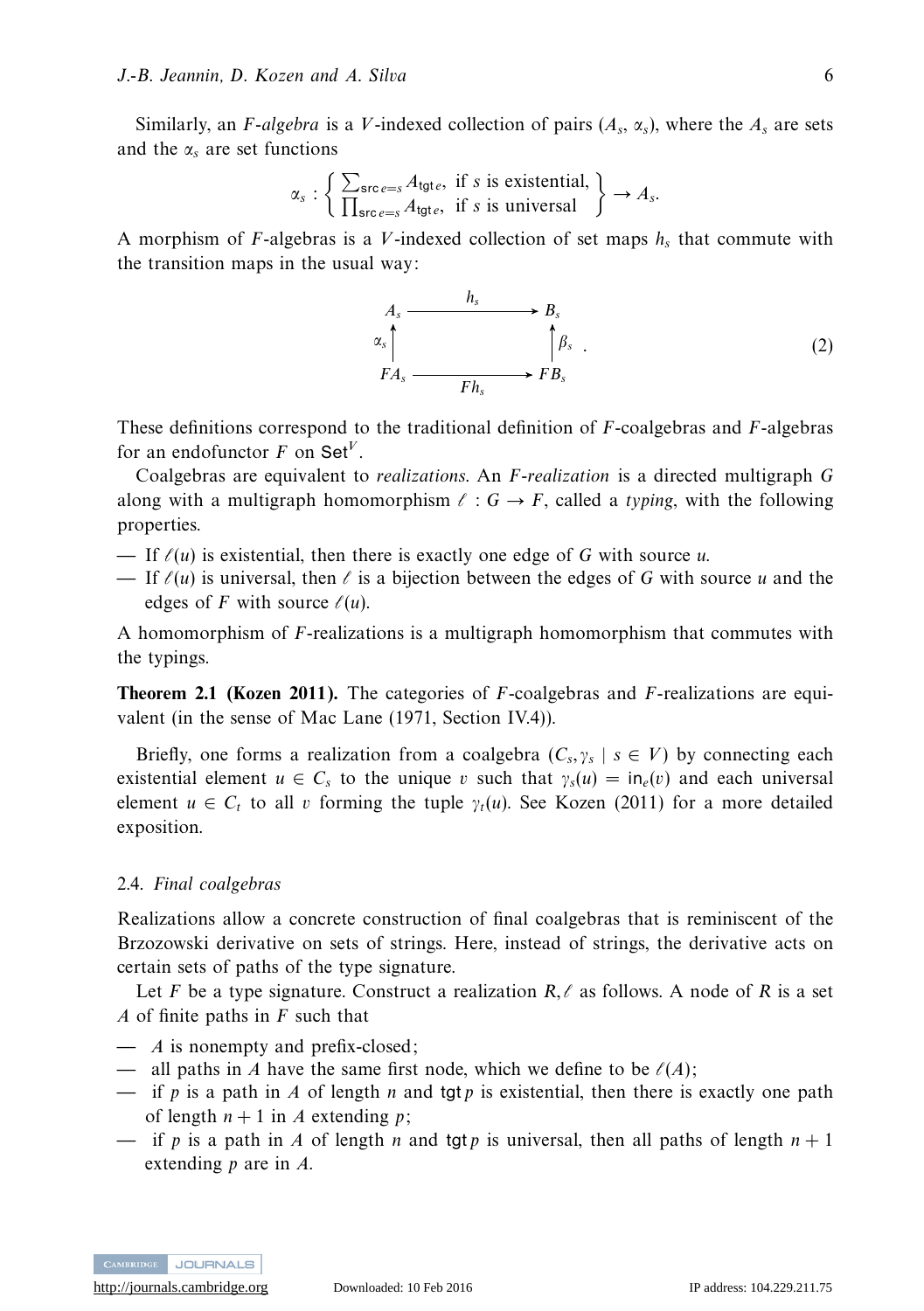Similarly, an *F-algebra* is a *V*-indexed collection of pairs $(A_s, \alpha_s)$, where the $A_s$ are sets and the $\alpha_s$ are set functions

$$\alpha_s : \left\{ \begin{array}{ll} \sum_{\mathsf{src}\, e=s} A_{\mathsf{tgt}\, e}, & \text{if } s \text{ is existential,} \\ \prod_{\mathsf{src}\, e=s} A_{\mathsf{tgt}\, e}, & \text{if } s \text{ is universal} \end{array} \right\} \to A_s.$$

A morphism of *F*-algebras is a *V*-indexed collection of set maps $h_s$ that commute with the transition maps in the usual way:

$$\begin{array}{ccc} A_s & \xrightarrow{\quad h_s \quad} & B_s \\ {\scriptstyle \alpha_s}\uparrow & & \uparrow{\scriptstyle \beta_s} \\ FA_s & \xrightarrow[\quad Fh_s \quad]{} & FB_s \end{array} . \tag{2}$$

These definitions correspond to the traditional definition of *F*-coalgebras and *F*-algebras for an endofunctor *F* on $\mathsf{Set}^V$.

Coalgebras are equivalent to *realizations*. An *F-realization* is a directed multigraph *G* along with a multigraph homomorphism $\ell : G \to F$, called a *typing*, with the following properties.

- If $\ell(u)$ is existential, then there is exactly one edge of *G* with source *u*.
- If $\ell(u)$ is universal, then $\ell$ is a bijection between the edges of *G* with source *u* and the edges of *F* with source $\ell(u)$.

A homomorphism of *F*-realizations is a multigraph homomorphism that commutes with the typings.

**Theorem 2.1 (Kozen 2011).** The categories of *F*-coalgebras and *F*-realizations are equivalent (in the sense of Mac Lane (1971, Section IV.4)).

Briefly, one forms a realization from a coalgebra $(C_s, \gamma_s \mid s \in V)$ by connecting each existential element $u \in C_s$ to the unique $v$ such that $\gamma_s(u) = \mathsf{in}_e(v)$ and each universal element $u \in C_t$ to all $v$ forming the tuple $\gamma_t(u)$. See Kozen (2011) for a more detailed exposition.

## 2.4. *Final coalgebras*

Realizations allow a concrete construction of final coalgebras that is reminiscent of the Brzozowski derivative on sets of strings. Here, instead of strings, the derivative acts on certain sets of paths of the type signature.

Let *F* be a type signature. Construct a realization $R, \ell$ as follows. A node of *R* is a set *A* of finite paths in *F* such that

- *A* is nonempty and prefix-closed;
- all paths in *A* have the same first node, which we define to be $\ell(A)$;
- if *p* is a path in *A* of length *n* and $\mathsf{tgt}\, p$ is existential, then there is exactly one path of length $n+1$ in *A* extending *p*;
- if *p* is a path in *A* of length *n* and $\mathsf{tgt}\, p$ is universal, then all paths of length $n+1$ extending *p* are in *A*.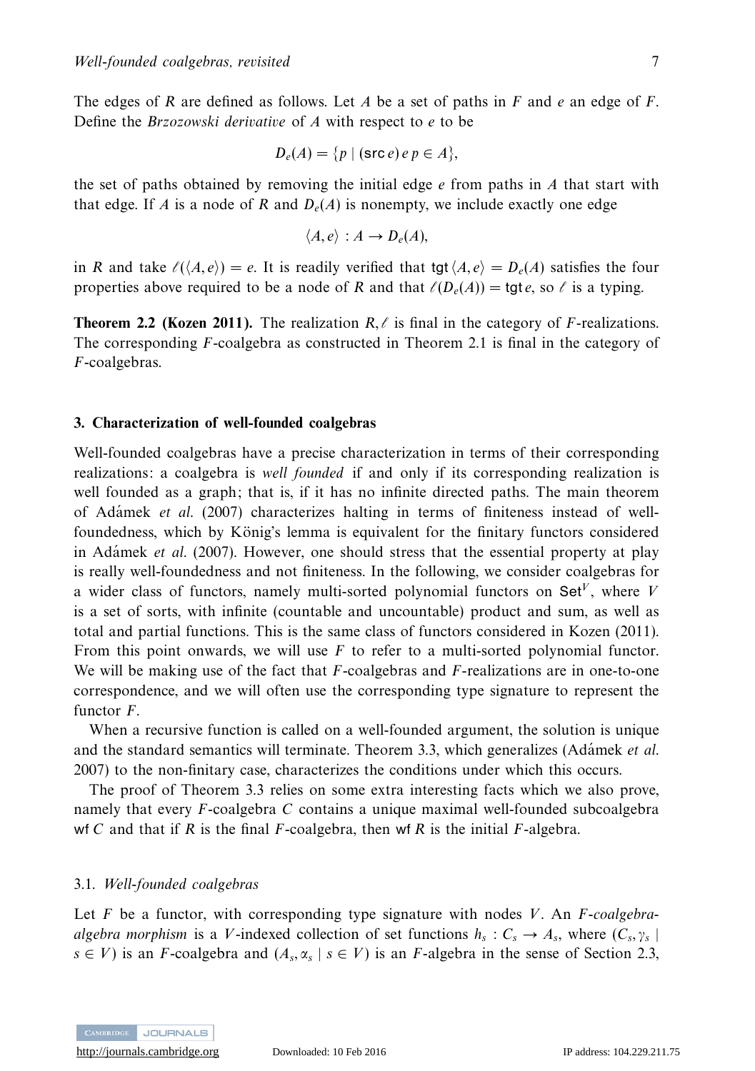The edges of $R$ are defined as follows. Let $A$ be a set of paths in $F$ and $e$ an edge of $F$. Define the *Brzozowski derivative* of $A$ with respect to $e$ to be

$$D_e(A) = \{p \mid (\mathsf{src}\, e)\, e\, p \in A\},$$

the set of paths obtained by removing the initial edge $e$ from paths in $A$ that start with that edge. If $A$ is a node of $R$ and $D_e(A)$ is nonempty, we include exactly one edge

$$\langle A, e \rangle : A \to D_e(A),$$

in $R$ and take $\ell(\langle A, e \rangle) = e$. It is readily verified that $\mathsf{tgt}\,\langle A, e \rangle = D_e(A)$ satisfies the four properties above required to be a node of $R$ and that $\ell(D_e(A)) = \mathsf{tgt}\, e$, so $\ell$ is a typing.

**Theorem 2.2 (Kozen 2011).** The realization $R, \ell$ is final in the category of $F$-realizations. The corresponding $F$-coalgebra as constructed in Theorem 2.1 is final in the category of $F$-coalgebras.

## 3. Characterization of well-founded coalgebras

Well-founded coalgebras have a precise characterization in terms of their corresponding realizations: a coalgebra is *well founded* if and only if its corresponding realization is well founded as a graph; that is, if it has no infinite directed paths. The main theorem of Adámek *et al.* (2007) characterizes halting in terms of finiteness instead of well-foundedness, which by König's lemma is equivalent for the finitary functors considered in Adámek *et al.* (2007). However, one should stress that the essential property at play is really well-foundedness and not finiteness. In the following, we consider coalgebras for a wider class of functors, namely multi-sorted polynomial functors on $\mathsf{Set}^V$, where $V$ is a set of sorts, with infinite (countable and uncountable) product and sum, as well as total and partial functions. This is the same class of functors considered in Kozen (2011). From this point onwards, we will use $F$ to refer to a multi-sorted polynomial functor. We will be making use of the fact that $F$-coalgebras and $F$-realizations are in one-to-one correspondence, and we will often use the corresponding type signature to represent the functor $F$.

When a recursive function is called on a well-founded argument, the solution is unique and the standard semantics will terminate. Theorem 3.3, which generalizes (Adámek *et al.* 2007) to the non-finitary case, characterizes the conditions under which this occurs.

The proof of Theorem 3.3 relies on some extra interesting facts which we also prove, namely that every $F$-coalgebra $C$ contains a unique maximal well-founded subcoalgebra $\mathsf{wf}\, C$ and that if $R$ is the final $F$-coalgebra, then $\mathsf{wf}\, R$ is the initial $F$-algebra.

### 3.1. *Well-founded coalgebras*

Let $F$ be a functor, with corresponding type signature with nodes $V$. An *$F$-coalgebra-algebra morphism* is a $V$-indexed collection of set functions $h_s : C_s \to A_s$, where $(C_s, \gamma_s \mid s \in V)$ is an $F$-coalgebra and $(A_s, \alpha_s \mid s \in V)$ is an $F$-algebra in the sense of Section 2.3,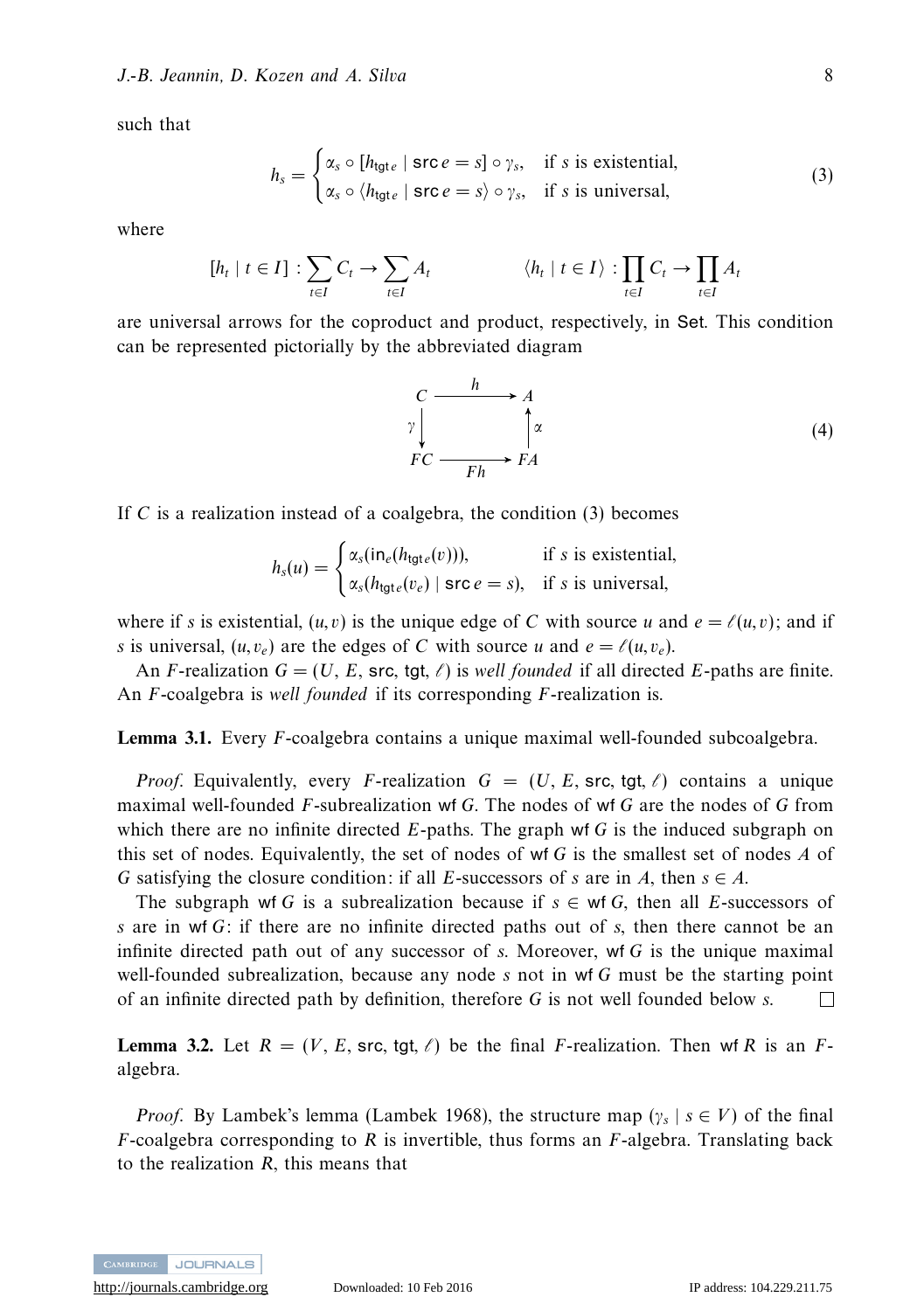such that

$$h_s = \begin{cases} \alpha_s \circ [h_{\mathsf{tgt}\,e} \mid \mathsf{src}\,e = s] \circ \gamma_s, & \text{if } s \text{ is existential,} \\ \alpha_s \circ \langle h_{\mathsf{tgt}\,e} \mid \mathsf{src}\,e = s \rangle \circ \gamma_s, & \text{if } s \text{ is universal,} \end{cases} \tag{3}$$

where

$$[h_t \mid t \in I] : \sum_{t \in I} C_t \to \sum_{t \in I} A_t \qquad\qquad \langle h_t \mid t \in I \rangle : \prod_{t \in I} C_t \to \prod_{t \in I} A_t$$

are universal arrows for the coproduct and product, respectively, in Set. This condition can be represented pictorially by the abbreviated diagram

$$\begin{array}{ccc} C & \xrightarrow{\quad h \quad} & A \\ {\scriptstyle \gamma}\big\downarrow & & \big\uparrow{\scriptstyle \alpha} \\ FC & \xrightarrow[\quad Fh \quad]{} & FA \end{array} \tag{4}$$

If $C$ is a realization instead of a coalgebra, the condition (3) becomes

$$h_s(u) = \begin{cases} \alpha_s(\mathsf{in}_e(h_{\mathsf{tgt}\,e}(v))), & \text{if } s \text{ is existential,} \\ \alpha_s(h_{\mathsf{tgt}\,e}(v_e) \mid \mathsf{src}\,e = s), & \text{if } s \text{ is universal,} \end{cases}$$

where if $s$ is existential, $(u, v)$ is the unique edge of $C$ with source $u$ and $e = \ell(u, v)$; and if $s$ is universal, $(u, v_e)$ are the edges of $C$ with source $u$ and $e = \ell(u, v_e)$.

An $F$-realization $G = (U, E, \mathsf{src}, \mathsf{tgt}, \ell)$ is *well founded* if all directed $E$-paths are finite. An $F$-coalgebra is *well founded* if its corresponding $F$-realization is.

**Lemma 3.1.** Every $F$-coalgebra contains a unique maximal well-founded subcoalgebra.

*Proof.* Equivalently, every $F$-realization $G = (U, E, \mathsf{src}, \mathsf{tgt}, \ell)$ contains a unique maximal well-founded $F$-subrealization $\mathsf{wf}\,G$. The nodes of $\mathsf{wf}\,G$ are the nodes of $G$ from which there are no infinite directed $E$-paths. The graph $\mathsf{wf}\,G$ is the induced subgraph on this set of nodes. Equivalently, the set of nodes of $\mathsf{wf}\,G$ is the smallest set of nodes $A$ of $G$ satisfying the closure condition: if all $E$-successors of $s$ are in $A$, then $s \in A$.

The subgraph $\mathsf{wf}\,G$ is a subrealization because if $s \in \mathsf{wf}\,G$, then all $E$-successors of $s$ are in $\mathsf{wf}\,G$: if there are no infinite directed paths out of $s$, then there cannot be an infinite directed path out of any successor of $s$. Moreover, $\mathsf{wf}\,G$ is the unique maximal well-founded subrealization, because any node $s$ not in $\mathsf{wf}\,G$ must be the starting point of an infinite directed path by definition, therefore $G$ is not well founded below $s$. □

**Lemma 3.2.** Let $R = (V, E, \mathsf{src}, \mathsf{tgt}, \ell)$ be the final $F$-realization. Then $\mathsf{wf}\,R$ is an $F$-algebra.

*Proof.* By Lambek's lemma (Lambek 1968), the structure map $(\gamma_s \mid s \in V)$ of the final $F$-coalgebra corresponding to $R$ is invertible, thus forms an $F$-algebra. Translating back to the realization $R$, this means that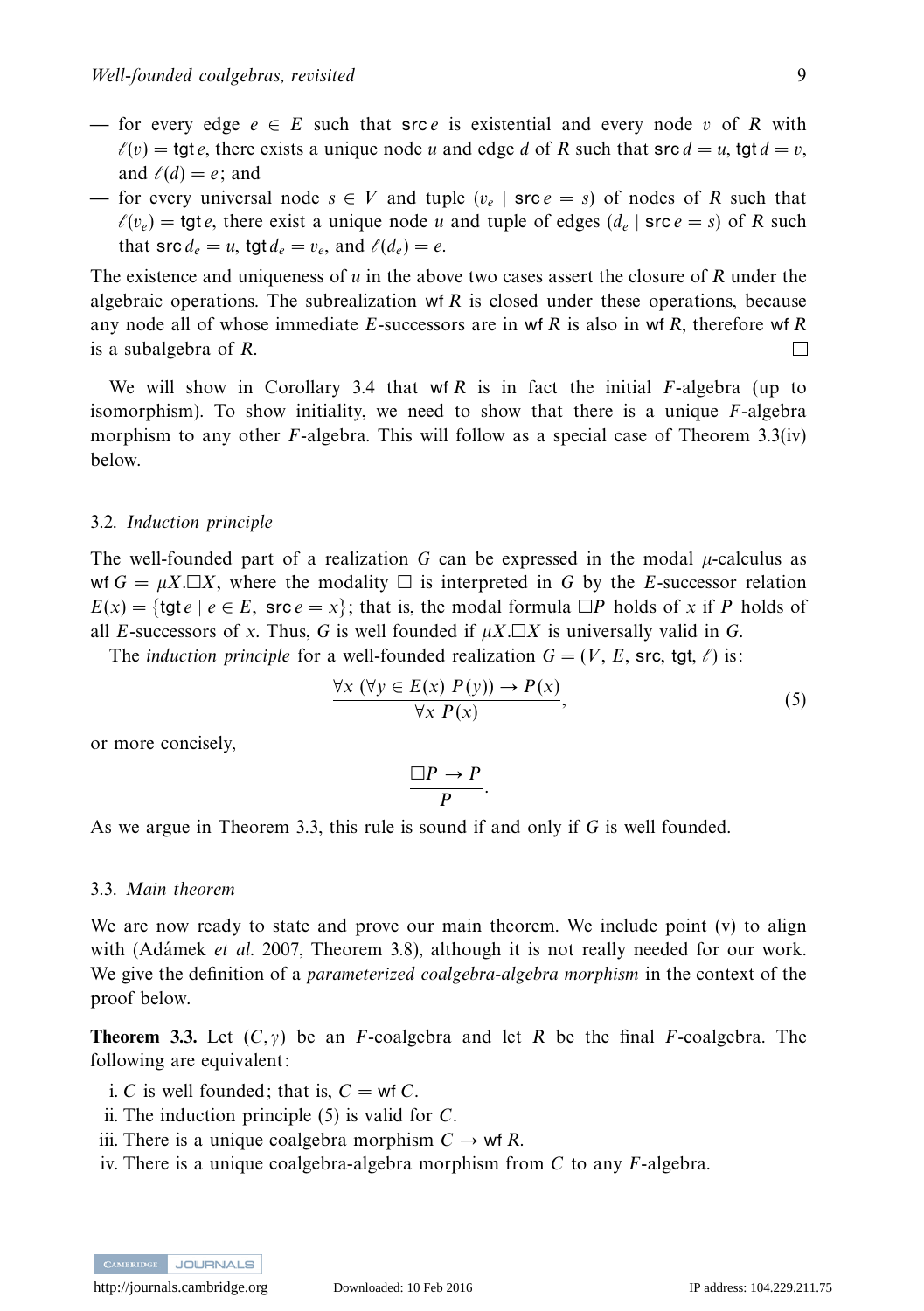— for every edge $e \in E$ such that $\mathsf{src}\, e$ is existential and every node $v$ of $R$ with $\ell(v) = \mathsf{tgt}\, e$, there exists a unique node $u$ and edge $d$ of $R$ such that $\mathsf{src}\, d = u$, $\mathsf{tgt}\, d = v$, and $\ell(d) = e$; and

— for every universal node $s \in V$ and tuple $(v_e \mid \mathsf{src}\, e = s)$ of nodes of $R$ such that $\ell(v_e) = \mathsf{tgt}\, e$, there exist a unique node $u$ and tuple of edges $(d_e \mid \mathsf{src}\, e = s)$ of $R$ such that $\mathsf{src}\, d_e = u$, $\mathsf{tgt}\, d_e = v_e$, and $\ell(d_e) = e$.

The existence and uniqueness of $u$ in the above two cases assert the closure of $R$ under the algebraic operations. The subrealization $\mathsf{wf}\, R$ is closed under these operations, because any node all of whose immediate $E$-successors are in $\mathsf{wf}\, R$ is also in $\mathsf{wf}\, R$, therefore $\mathsf{wf}\, R$ is a subalgebra of $R$. □

We will show in Corollary 3.4 that $\mathsf{wf}\, R$ is in fact the initial $F$-algebra (up to isomorphism). To show initiality, we need to show that there is a unique $F$-algebra morphism to any other $F$-algebra. This will follow as a special case of Theorem 3.3(iv) below.

### 3.2. *Induction principle*

The well-founded part of a realization $G$ can be expressed in the modal $\mu$-calculus as $\mathsf{wf}\, G = \mu X.\Box X$, where the modality $\Box$ is interpreted in $G$ by the $E$-successor relation $E(x) = \{\mathsf{tgt}\, e \mid e \in E,\ \mathsf{src}\, e = x\}$; that is, the modal formula $\Box P$ holds of $x$ if $P$ holds of all $E$-successors of $x$. Thus, $G$ is well founded if $\mu X.\Box X$ is universally valid in $G$.

The *induction principle* for a well-founded realization $G = (V, E, \mathsf{src}, \mathsf{tgt}, \ell)$ is:

$$\frac{\forall x\ (\forall y \in E(x)\ P(y)) \rightarrow P(x)}{\forall x\ P(x)}, \tag{5}$$

or more concisely,

$$\frac{\Box P \rightarrow P}{P}.$$

As we argue in Theorem 3.3, this rule is sound if and only if $G$ is well founded.

### 3.3. *Main theorem*

We are now ready to state and prove our main theorem. We include point (v) to align with (Adámek *et al.* 2007, Theorem 3.8), although it is not really needed for our work. We give the definition of a *parameterized coalgebra-algebra morphism* in the context of the proof below.

**Theorem 3.3.** Let $(C, \gamma)$ be an $F$-coalgebra and let $R$ be the final $F$-coalgebra. The following are equivalent:

i. $C$ is well founded; that is, $C = \mathsf{wf}\, C$.
ii. The induction principle (5) is valid for $C$.
iii. There is a unique coalgebra morphism $C \rightarrow \mathsf{wf}\, R$.
iv. There is a unique coalgebra-algebra morphism from $C$ to any $F$-algebra.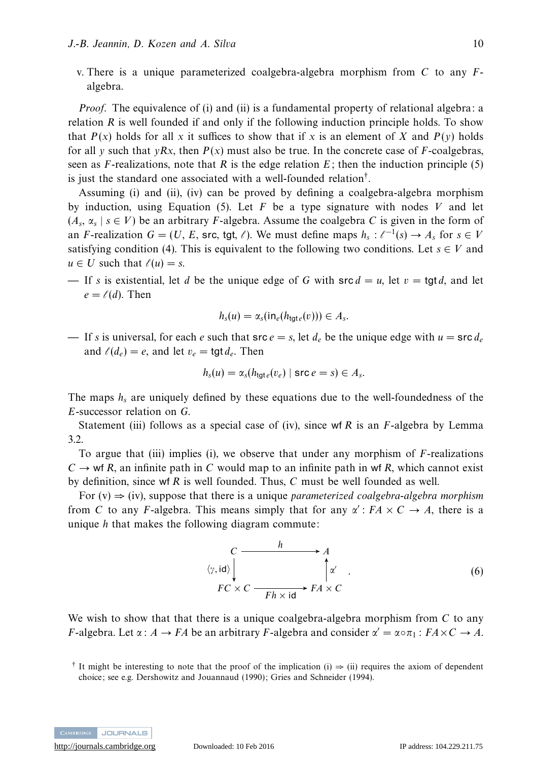v. There is a unique parameterized coalgebra-algebra morphism from $C$ to any $F$-algebra.

*Proof.* The equivalence of (i) and (ii) is a fundamental property of relational algebra: a relation $R$ is well founded if and only if the following induction principle holds. To show that $P(x)$ holds for all $x$ it suffices to show that if $x$ is an element of $X$ and $P(y)$ holds for all $y$ such that $yRx$, then $P(x)$ must also be true. In the concrete case of $F$-coalgebras, seen as $F$-realizations, note that $R$ is the edge relation $E$; then the induction principle (5) is just the standard one associated with a well-founded relation[†].

Assuming (i) and (ii), (iv) can be proved by defining a coalgebra-algebra morphism by induction, using Equation (5). Let $F$ be a type signature with nodes $V$ and let $(A_s, \alpha_s \mid s \in V)$ be an arbitrary $F$-algebra. Assume the coalgebra $C$ is given in the form of an $F$-realization $G = (U, E, \mathsf{src}, \mathsf{tgt}, \ell)$. We must define maps $h_s : \ell^{-1}(s) \to A_s$ for $s \in V$ satisfying condition (4). This is equivalent to the following two conditions. Let $s \in V$ and $u \in U$ such that $\ell(u) = s$.

— If $s$ is existential, let $d$ be the unique edge of $G$ with $\mathsf{src}\, d = u$, let $v = \mathsf{tgt}\, d$, and let $e = \ell(d)$. Then

$$h_s(u) = \alpha_s(\mathsf{in}_e(h_{\mathsf{tgt}\, e}(v))) \in A_s.$$

— If $s$ is universal, for each $e$ such that $\mathsf{src}\, e = s$, let $d_e$ be the unique edge with $u = \mathsf{src}\, d_e$ and $\ell(d_e) = e$, and let $v_e = \mathsf{tgt}\, d_e$. Then

$$h_s(u) = \alpha_s(h_{\mathsf{tgt}\, e}(v_e) \mid \mathsf{src}\, e = s) \in A_s.$$

The maps $h_s$ are uniquely defined by these equations due to the well-foundedness of the $E$-successor relation on $G$.

Statement (iii) follows as a special case of (iv), since $\mathsf{wf}\, R$ is an $F$-algebra by Lemma 3.2.

To argue that (iii) implies (i), we observe that under any morphism of $F$-realizations $C \to \mathsf{wf}\, R$, an infinite path in $C$ would map to an infinite path in $\mathsf{wf}\, R$, which cannot exist by definition, since $\mathsf{wf}\, R$ is well founded. Thus, $C$ must be well founded as well.

For (v) $\Rightarrow$ (iv), suppose that there is a unique *parameterized coalgebra-algebra morphism* from $C$ to any $F$-algebra. This means simply that for any $\alpha' : FA \times C \to A$, there is a unique $h$ that makes the following diagram commute:

$$\begin{array}{ccc} C & \xrightarrow{\quad h \quad} & A \\ {\scriptstyle \langle \gamma, \mathsf{id} \rangle}\big\downarrow & & \big\uparrow{\scriptstyle \alpha'} \\ FC \times C & \xrightarrow[\quad Fh \times \mathsf{id} \quad]{} & FA \times C \end{array} \quad . \tag{6}$$

We wish to show that that there is a unique coalgebra-algebra morphism from $C$ to any $F$-algebra. Let $\alpha : A \to FA$ be an arbitrary $F$-algebra and consider $\alpha' = \alpha \circ \pi_1 : FA \times C \to A$.

[†] It might be interesting to note that the proof of the implication (i) $\Rightarrow$ (ii) requires the axiom of dependent choice; see e.g. Dershowitz and Jouannaud (1990); Gries and Schneider (1994).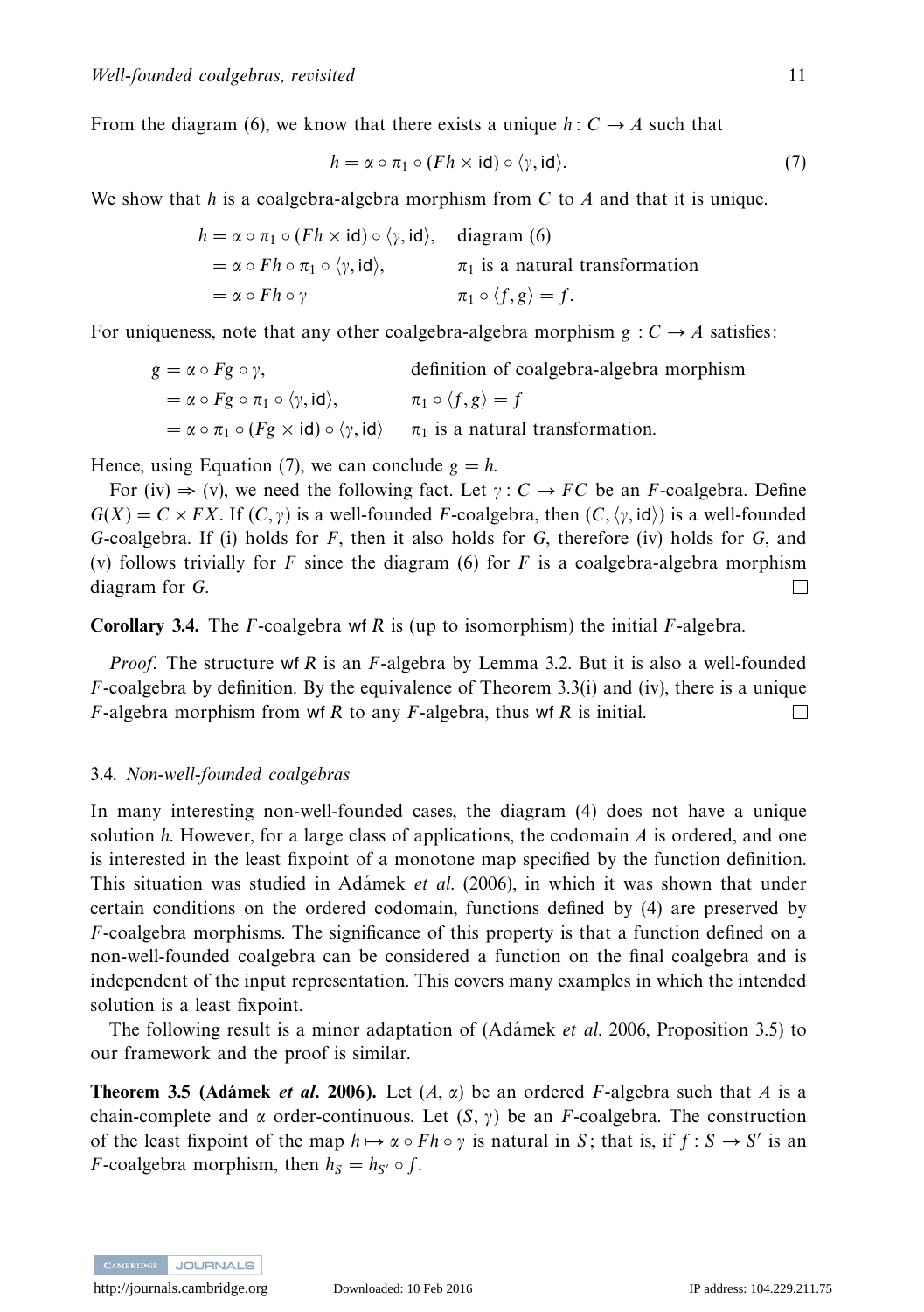From the diagram (6), we know that there exists a unique $h \colon C \to A$ such that

$$h = \alpha \circ \pi_1 \circ (Fh \times \mathsf{id}) \circ \langle \gamma, \mathsf{id} \rangle. \tag{7}$$

We show that $h$ is a coalgebra-algebra morphism from $C$ to $A$ and that it is unique.

$$\begin{aligned}
h &= \alpha \circ \pi_1 \circ (Fh \times \mathsf{id}) \circ \langle \gamma, \mathsf{id} \rangle, && \text{diagram (6)} \\
&= \alpha \circ Fh \circ \pi_1 \circ \langle \gamma, \mathsf{id} \rangle, && \pi_1 \text{ is a natural transformation} \\
&= \alpha \circ Fh \circ \gamma && \pi_1 \circ \langle f, g \rangle = f.
\end{aligned}$$

For uniqueness, note that any other coalgebra-algebra morphism $g : C \to A$ satisfies:

$$\begin{aligned}
g &= \alpha \circ Fg \circ \gamma, && \text{definition of coalgebra-algebra morphism} \\
&= \alpha \circ Fg \circ \pi_1 \circ \langle \gamma, \mathsf{id} \rangle, && \pi_1 \circ \langle f, g \rangle = f \\
&= \alpha \circ \pi_1 \circ (Fg \times \mathsf{id}) \circ \langle \gamma, \mathsf{id} \rangle && \pi_1 \text{ is a natural transformation.}
\end{aligned}$$

Hence, using Equation (7), we can conclude $g = h$.

For (iv) $\Rightarrow$ (v), we need the following fact. Let $\gamma : C \to FC$ be an $F$-coalgebra. Define $G(X) = C \times FX$. If $(C, \gamma)$ is a well-founded $F$-coalgebra, then $(C, \langle \gamma, \mathsf{id} \rangle)$ is a well-founded $G$-coalgebra. If (i) holds for $F$, then it also holds for $G$, therefore (iv) holds for $G$, and (v) follows trivially for $F$ since the diagram (6) for $F$ is a coalgebra-algebra morphism diagram for $G$. □

**Corollary 3.4.** The $F$-coalgebra $\mathsf{wf}\, R$ is (up to isomorphism) the initial $F$-algebra.

*Proof.* The structure $\mathsf{wf}\, R$ is an $F$-algebra by Lemma 3.2. But it is also a well-founded $F$-coalgebra by definition. By the equivalence of Theorem 3.3(i) and (iv), there is a unique $F$-algebra morphism from $\mathsf{wf}\, R$ to any $F$-algebra, thus $\mathsf{wf}\, R$ is initial. □

### 3.4. *Non-well-founded coalgebras*

In many interesting non-well-founded cases, the diagram (4) does not have a unique solution $h$. However, for a large class of applications, the codomain $A$ is ordered, and one is interested in the least fixpoint of a monotone map specified by the function definition. This situation was studied in Adámek *et al.* (2006), in which it was shown that under certain conditions on the ordered codomain, functions defined by (4) are preserved by $F$-coalgebra morphisms. The significance of this property is that a function defined on a non-well-founded coalgebra can be considered a function on the final coalgebra and is independent of the input representation. This covers many examples in which the intended solution is a least fixpoint.

The following result is a minor adaptation of (Adámek *et al.* 2006, Proposition 3.5) to our framework and the proof is similar.

**Theorem 3.5 (Adámek *et al.* 2006).** Let $(A, \alpha)$ be an ordered $F$-algebra such that $A$ is a chain-complete and $\alpha$ order-continuous. Let $(S, \gamma)$ be an $F$-coalgebra. The construction of the least fixpoint of the map $h \mapsto \alpha \circ Fh \circ \gamma$ is natural in $S$; that is, if $f : S \to S'$ is an $F$-coalgebra morphism, then $h_S = h_{S'} \circ f$.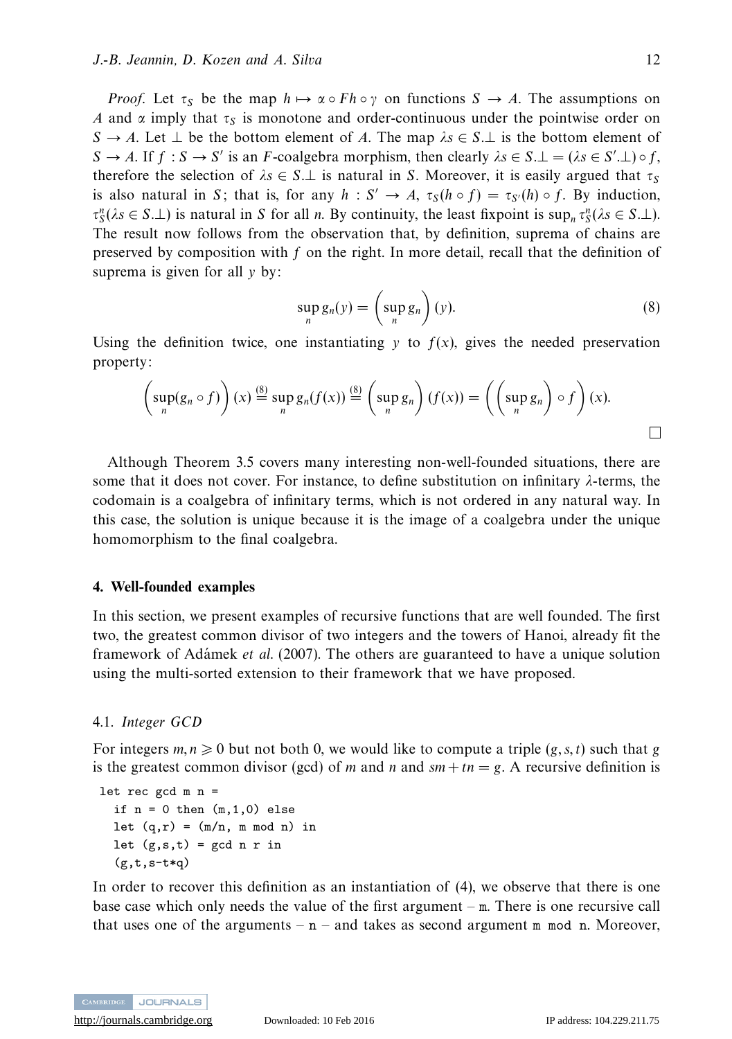*Proof.* Let $\tau_S$ be the map $h \mapsto \alpha \circ Fh \circ \gamma$ on functions $S \to A$. The assumptions on $A$ and $\alpha$ imply that $\tau_S$ is monotone and order-continuous under the pointwise order on $S \to A$. Let $\bot$ be the bottom element of $A$. The map $\lambda s \in S.\bot$ is the bottom element of $S \to A$. If $f : S \to S'$ is an $F$-coalgebra morphism, then clearly $\lambda s \in S.\bot = (\lambda s \in S'.\bot) \circ f$, therefore the selection of $\lambda s \in S.\bot$ is natural in $S$. Moreover, it is easily argued that $\tau_S$ is also natural in $S$; that is, for any $h : S' \to A$, $\tau_S(h \circ f) = \tau_{S'}(h) \circ f$. By induction, $\tau_S^n(\lambda s \in S.\bot)$ is natural in $S$ for all $n$. By continuity, the least fixpoint is $\sup_n \tau_S^n(\lambda s \in S.\bot)$. The result now follows from the observation that, by definition, suprema of chains are preserved by composition with $f$ on the right. In more detail, recall that the definition of suprema is given for all $y$ by:

$$\sup_n g_n(y) = \left(\sup_n g_n\right)(y). \tag{8}$$

Using the definition twice, one instantiating $y$ to $f(x)$, gives the needed preservation property:

$$\left(\sup_n (g_n \circ f)\right)(x) \overset{(8)}{=} \sup_n g_n(f(x)) \overset{(8)}{=} \left(\sup_n g_n\right)(f(x)) = \left(\left(\sup_n g_n\right) \circ f\right)(x).$$

□

Although Theorem 3.5 covers many interesting non-well-founded situations, there are some that it does not cover. For instance, to define substitution on infinitary $\lambda$-terms, the codomain is a coalgebra of infinitary terms, which is not ordered in any natural way. In this case, the solution is unique because it is the image of a coalgebra under the unique homomorphism to the final coalgebra.

## 4. Well-founded examples

In this section, we present examples of recursive functions that are well founded. The first two, the greatest common divisor of two integers and the towers of Hanoi, already fit the framework of Adámek *et al.* (2007). The others are guaranteed to have a unique solution using the multi-sorted extension to their framework that we have proposed.

### 4.1. *Integer GCD*

For integers $m, n \geqslant 0$ but not both 0, we would like to compute a triple $(g, s, t)$ such that $g$ is the greatest common divisor (gcd) of $m$ and $n$ and $sm + tn = g$. A recursive definition is

```
let rec gcd m n =
  if n = 0 then (m,1,0) else
  let (q,r) = (m/n, m mod n) in
  let (g,s,t) = gcd n r in
  (g,t,s-t*q)
```

In order to recover this definition as an instantiation of (4), we observe that there is one base case which only needs the value of the first argument – `m`. There is one recursive call that uses one of the arguments – `n` – and takes as second argument `m mod n`. Moreover,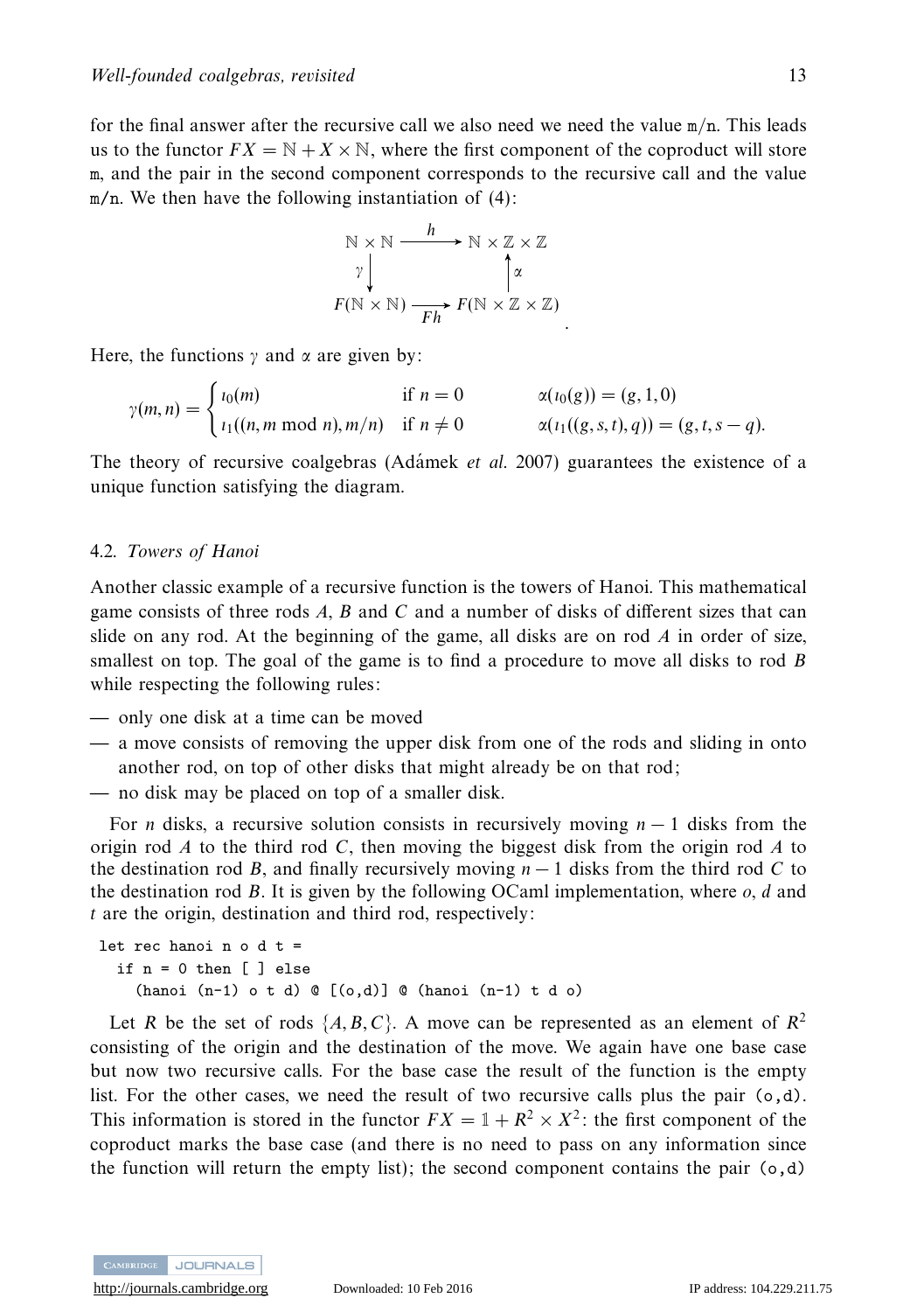for the final answer after the recursive call we also need we need the value m/n. This leads us to the functor $FX = \mathbb{N} + X \times \mathbb{N}$, where the first component of the coproduct will store m, and the pair in the second component corresponds to the recursive call and the value m/n. We then have the following instantiation of (4):

$$\begin{array}{ccc} \mathbb{N} \times \mathbb{N} & \xrightarrow{h} & \mathbb{N} \times \mathbb{Z} \times \mathbb{Z} \\ \gamma \downarrow & & \uparrow \alpha \\ F(\mathbb{N} \times \mathbb{N}) & \xrightarrow[Fh]{} & F(\mathbb{N} \times \mathbb{Z} \times \mathbb{Z}) \end{array}.$$

Here, the functions $\gamma$ and $\alpha$ are given by:

$$\gamma(m,n) = \begin{cases} \iota_0(m) & \text{if } n = 0 \\ \iota_1((n, m \bmod n), m/n) & \text{if } n \neq 0 \end{cases} \qquad \begin{aligned} \alpha(\iota_0(g)) &= (g, 1, 0) \\ \alpha(\iota_1((g,s,t),q)) &= (g, t, s - q). \end{aligned}$$

The theory of recursive coalgebras (Adámek *et al.* 2007) guarantees the existence of a unique function satisfying the diagram.

### 4.2. *Towers of Hanoi*

Another classic example of a recursive function is the towers of Hanoi. This mathematical game consists of three rods $A$, $B$ and $C$ and a number of disks of different sizes that can slide on any rod. At the beginning of the game, all disks are on rod $A$ in order of size, smallest on top. The goal of the game is to find a procedure to move all disks to rod $B$ while respecting the following rules:

— only one disk at a time can be moved

— a move consists of removing the upper disk from one of the rods and sliding in onto another rod, on top of other disks that might already be on that rod;

— no disk may be placed on top of a smaller disk.

For $n$ disks, a recursive solution consists in recursively moving $n - 1$ disks from the origin rod $A$ to the third rod $C$, then moving the biggest disk from the origin rod $A$ to the destination rod $B$, and finally recursively moving $n - 1$ disks from the third rod $C$ to the destination rod $B$. It is given by the following OCaml implementation, where $o$, $d$ and $t$ are the origin, destination and third rod, respectively:

```
let rec hanoi n o d t =
  if n = 0 then [ ] else
    (hanoi (n-1) o t d) @ [(o,d)] @ (hanoi (n-1) t d o)
```

Let $R$ be the set of rods $\{A, B, C\}$. A move can be represented as an element of $R^2$ consisting of the origin and the destination of the move. We again have one base case but now two recursive calls. For the base case the result of the function is the empty list. For the other cases, we need the result of two recursive calls plus the pair (o,d). This information is stored in the functor $FX = \mathbb{1} + R^2 \times X^2$: the first component of the coproduct marks the base case (and there is no need to pass on any information since the function will return the empty list); the second component contains the pair (o,d)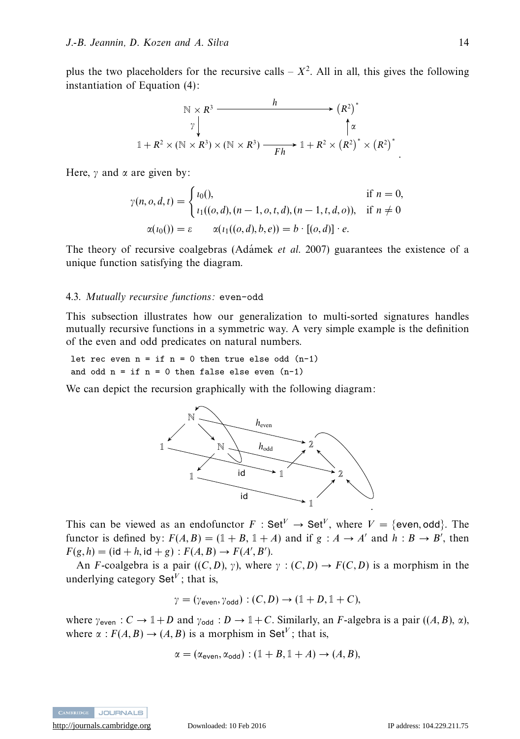plus the two placeholders for the recursive calls – $X^2$. All in all, this gives the following instantiation of Equation (4):

$$
\begin{array}{ccc}
\mathbb{N} \times R^3 & \xrightarrow{\quad h \quad} & (R^2)^* \\
\gamma \downarrow & & \uparrow \alpha \\
\mathbb{1} + R^2 \times (\mathbb{N} \times R^3) \times (\mathbb{N} \times R^3) & \xrightarrow[Fh]{} & \mathbb{1} + R^2 \times (R^2)^* \times (R^2)^*
\end{array}
$$

Here, $\gamma$ and $\alpha$ are given by:

$$
\gamma(n, o, d, t) = \begin{cases} \iota_0(), & \text{if } n = 0, \\ \iota_1((o, d), (n-1, o, t, d), (n-1, t, d, o)), & \text{if } n \neq 0 \end{cases}
$$

$$
\alpha(\iota_0()) = \varepsilon \qquad \alpha(\iota_1((o, d), b, e)) = b \cdot [(o, d)] \cdot e.
$$

The theory of recursive coalgebras (Adámek *et al.* 2007) guarantees the existence of a unique function satisfying the diagram.

### 4.3. *Mutually recursive functions:* `even-odd`

This subsection illustrates how our generalization to multi-sorted signatures handles mutually recursive functions in a symmetric way. A very simple example is the definition of the even and odd predicates on natural numbers.

```
let rec even n = if n = 0 then true else odd (n-1)
and odd n = if n = 0 then false else even (n-1)
```

We can depict the recursion graphically with the following diagram:

$$
\begin{array}{ccccc}
 & \mathbb{N} & \xrightarrow{h_{\text{even}}} & \mathbb{2} & \\
\mathbb{1} & & \mathbb{N} \xrightarrow{h_{\text{odd}}} & & \mathbb{2} \\
 & \mathbb{1} \xrightarrow{\text{id}} & \mathbb{1} & & \\
 & \mathbb{1} \xrightarrow{\text{id}} & & & \mathbb{1}
\end{array}
$$

This can be viewed as an endofunctor $F : \mathsf{Set}^V \to \mathsf{Set}^V$, where $V = \{\mathsf{even}, \mathsf{odd}\}$. The functor is defined by: $F(A, B) = (\mathbb{1} + B,\ \mathbb{1} + A)$ and if $g : A \to A'$ and $h : B \to B'$, then $F(g, h) = (\mathsf{id} + h, \mathsf{id} + g) : F(A, B) \to F(A', B')$.

An $F$-coalgebra is a pair $((C, D), \gamma)$, where $\gamma : (C, D) \to F(C, D)$ is a morphism in the underlying category $\mathsf{Set}^V$; that is,

$$
\gamma = (\gamma_{\mathsf{even}}, \gamma_{\mathsf{odd}}) : (C, D) \to (\mathbb{1} + D, \mathbb{1} + C),
$$

where $\gamma_{\mathsf{even}} : C \to \mathbb{1} + D$ and $\gamma_{\mathsf{odd}} : D \to \mathbb{1} + C$. Similarly, an $F$-algebra is a pair $((A, B), \alpha)$, where $\alpha : F(A, B) \to (A, B)$ is a morphism in $\mathsf{Set}^V$; that is,

$$
\alpha = (\alpha_{\mathsf{even}}, \alpha_{\mathsf{odd}}) : (\mathbb{1} + B, \mathbb{1} + A) \to (A, B),
$$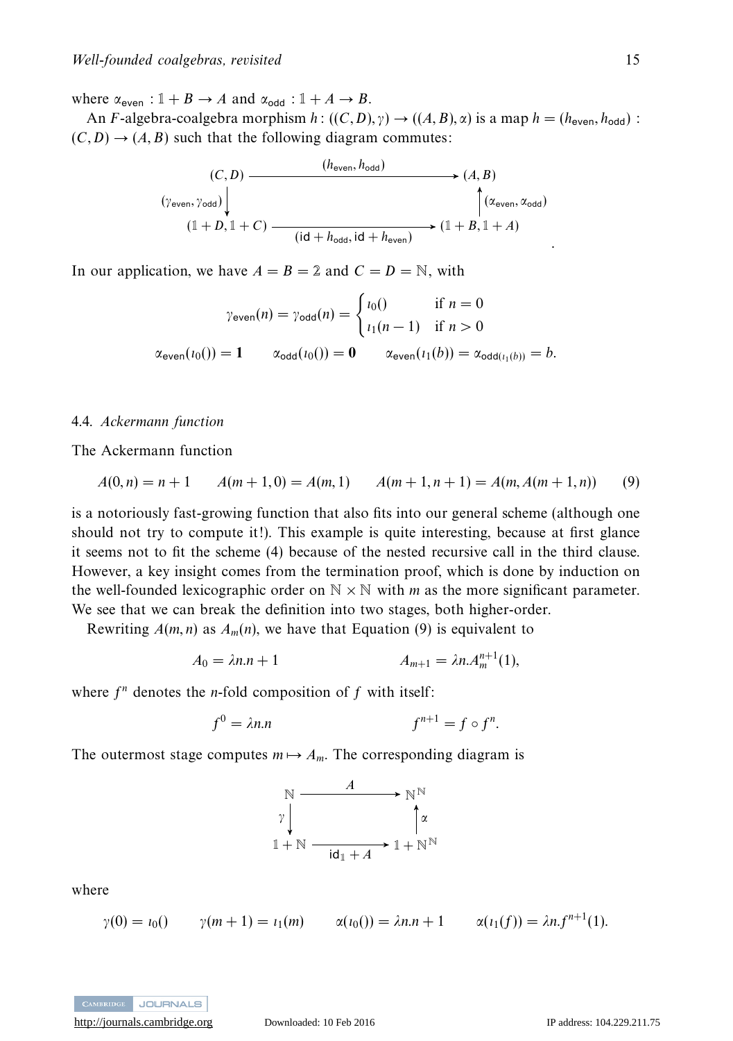where $\alpha_{\mathsf{even}} : \mathbb{1} + B \to A$ and $\alpha_{\mathsf{odd}} : \mathbb{1} + A \to B$.

An $F$-algebra-coalgebra morphism $h : ((C, D), \gamma) \to ((A, B), \alpha)$ is a map $h = (h_{\mathsf{even}}, h_{\mathsf{odd}}) : (C, D) \to (A, B)$ such that the following diagram commutes:

$$\begin{array}{ccc} (C, D) & \xrightarrow{(h_{\mathsf{even}}, h_{\mathsf{odd}})} & (A, B) \\ {\scriptstyle (\gamma_{\mathsf{even}}, \gamma_{\mathsf{odd}})} \downarrow & & \uparrow {\scriptstyle (\alpha_{\mathsf{even}}, \alpha_{\mathsf{odd}})} \\ (\mathbb{1} + D, \mathbb{1} + C) & \xrightarrow[(\mathsf{id} + h_{\mathsf{odd}}, \mathsf{id} + h_{\mathsf{even}})]{} & (\mathbb{1} + B, \mathbb{1} + A) \end{array}.$$

In our application, we have $A = B = \mathbb{2}$ and $C = D = \mathbb{N}$, with

$$\gamma_{\mathsf{even}}(n) = \gamma_{\mathsf{odd}}(n) = \begin{cases} \iota_0() & \text{if } n = 0 \\ \iota_1(n-1) & \text{if } n > 0 \end{cases}$$

$$\alpha_{\mathsf{even}}(\iota_0()) = \mathbf{1} \qquad \alpha_{\mathsf{odd}}(\iota_0()) = \mathbf{0} \qquad \alpha_{\mathsf{even}}(\iota_1(b)) = \alpha_{\mathsf{odd}(\iota_1(b))} = b.$$

### 4.4. *Ackermann function*

The Ackermann function

$$A(0, n) = n + 1 \qquad A(m + 1, 0) = A(m, 1) \qquad A(m + 1, n + 1) = A(m, A(m + 1, n)) \tag{9}$$

is a notoriously fast-growing function that also fits into our general scheme (although one should not try to compute it!). This example is quite interesting, because at first glance it seems not to fit the scheme (4) because of the nested recursive call in the third clause. However, a key insight comes from the termination proof, which is done by induction on the well-founded lexicographic order on $\mathbb{N} \times \mathbb{N}$ with $m$ as the more significant parameter. We see that we can break the definition into two stages, both higher-order.

Rewriting $A(m, n)$ as $A_m(n)$, we have that Equation (9) is equivalent to

$$A_0 = \lambda n.n + 1 \qquad\qquad A_{m+1} = \lambda n.A_m^{n+1}(1),$$

where $f^n$ denotes the $n$-fold composition of $f$ with itself:

$$f^0 = \lambda n.n \qquad\qquad f^{n+1} = f \circ f^n.$$

The outermost stage computes $m \mapsto A_m$. The corresponding diagram is

$$\begin{array}{ccc} \mathbb{N} & \xrightarrow{A} & \mathbb{N}^{\mathbb{N}} \\ {\scriptstyle \gamma} \downarrow & & \uparrow {\scriptstyle \alpha} \\ \mathbb{1} + \mathbb{N} & \xrightarrow[\mathsf{id}_{\mathbb{1}} + A]{} & \mathbb{1} + \mathbb{N}^{\mathbb{N}} \end{array}$$

where

$$\gamma(0) = \iota_0() \qquad \gamma(m + 1) = \iota_1(m) \qquad \alpha(\iota_0()) = \lambda n.n + 1 \qquad \alpha(\iota_1(f)) = \lambda n.f^{n+1}(1).$$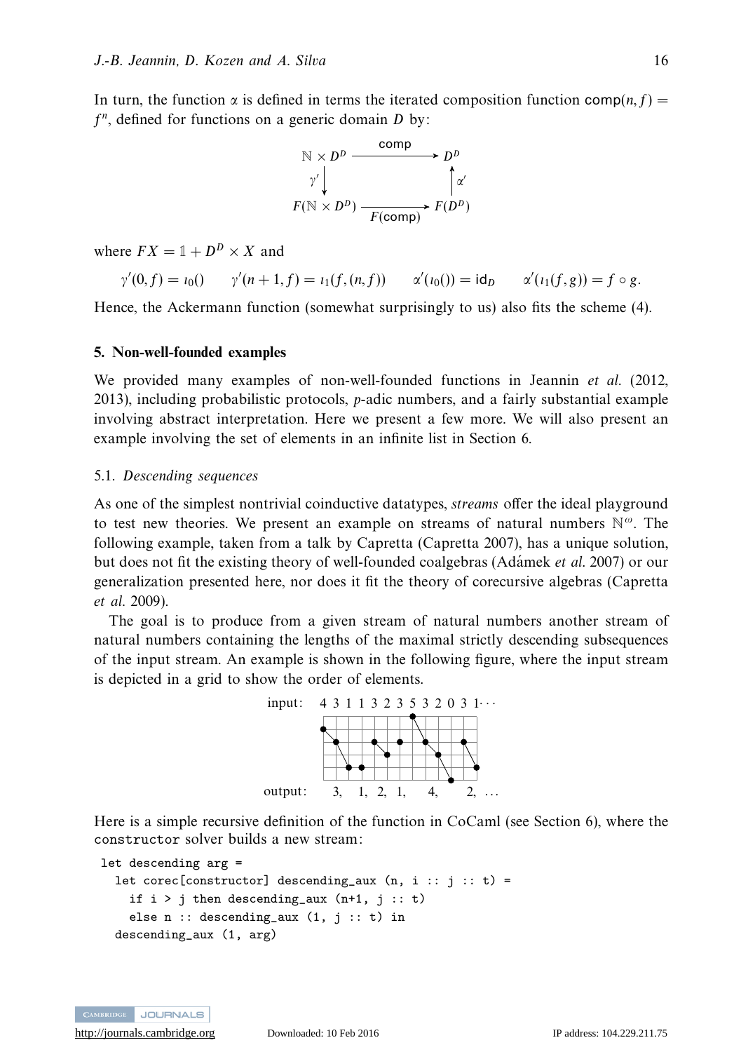In turn, the function $\alpha$ is defined in terms the iterated composition function $\mathsf{comp}(n, f) = f^n$, defined for functions on a generic domain $D$ by:

$$\begin{array}{ccc} \mathbb{N} \times D^D & \xrightarrow{\mathsf{comp}} & D^D \\ \gamma' \downarrow & & \uparrow \alpha' \\ F(\mathbb{N} \times D^D) & \xrightarrow[F(\mathsf{comp})]{} & F(D^D) \end{array}$$

where $FX = \mathbb{1} + D^D \times X$ and

$$\gamma'(0, f) = \iota_0() \qquad \gamma'(n+1, f) = \iota_1(f, (n, f)) \qquad \alpha'(\iota_0()) = \mathsf{id}_D \qquad \alpha'(\iota_1(f, g)) = f \circ g.$$

Hence, the Ackermann function (somewhat surprisingly to us) also fits the scheme (4).

## 5. Non-well-founded examples

We provided many examples of non-well-founded functions in Jeannin *et al.* (2012, 2013), including probabilistic protocols, *p*-adic numbers, and a fairly substantial example involving abstract interpretation. Here we present a few more. We will also present an example involving the set of elements in an infinite list in Section 6.

### 5.1. *Descending sequences*

As one of the simplest nontrivial coinductive datatypes, *streams* offer the ideal playground to test new theories. We present an example on streams of natural numbers $\mathbb{N}^\omega$. The following example, taken from a talk by Capretta (Capretta 2007), has a unique solution, but does not fit the existing theory of well-founded coalgebras (Adámek *et al.* 2007) or our generalization presented here, nor does it fit the theory of corecursive algebras (Capretta *et al.* 2009).

The goal is to produce from a given stream of natural numbers another stream of natural numbers containing the lengths of the maximal strictly descending subsequences of the input stream. An example is shown in the following figure, where the input stream is depicted in a grid to show the order of elements.

input: 4 3 1 1 3 2 3 5 3 2 0 3 1···

output: 3, 1, 2, 1, 4, 2, …

Here is a simple recursive definition of the function in CoCaml (see Section 6), where the constructor solver builds a new stream:

```
let descending arg =
  let corec[constructor] descending_aux (n, i :: j :: t) =
    if i > j then descending_aux (n+1, j :: t)
    else n :: descending_aux (1, j :: t) in
  descending_aux (1, arg)
```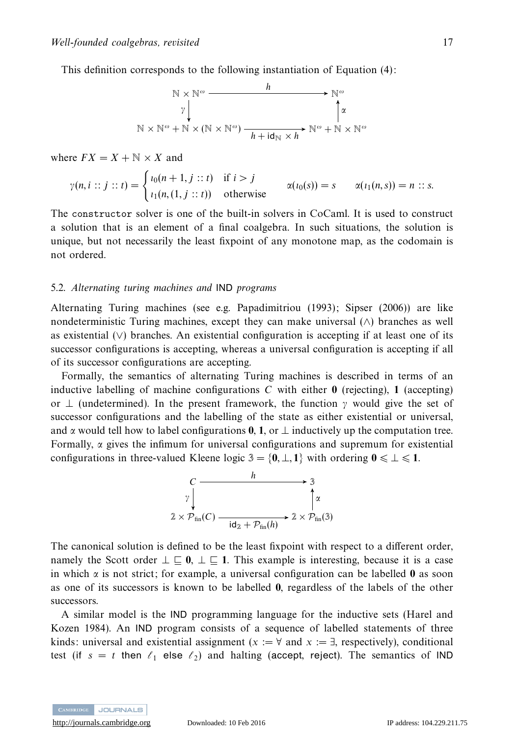This definition corresponds to the following instantiation of Equation (4):

$$
\begin{array}{ccc}
\mathbb{N} \times \mathbb{N}^\omega & \xrightarrow{\quad h \quad} & \mathbb{N}^\omega \\
\gamma \downarrow & & \uparrow \alpha \\
\mathbb{N} \times \mathbb{N}^\omega + \mathbb{N} \times (\mathbb{N} \times \mathbb{N}^\omega) & \xrightarrow[h + \mathsf{id}_{\mathbb{N}} \times h]{} & \mathbb{N}^\omega + \mathbb{N} \times \mathbb{N}^\omega
\end{array}
$$

where $FX = X + \mathbb{N} \times X$ and

$$
\gamma(n, i :: j :: t) = \begin{cases} \iota_0(n+1, j :: t) & \text{if } i > j \\ \iota_1(n, (1, j :: t)) & \text{otherwise} \end{cases} \qquad \alpha(\iota_0(s)) = s \qquad \alpha(\iota_1(n, s)) = n :: s.
$$

The `constructor` solver is one of the built-in solvers in CoCaml. It is used to construct a solution that is an element of a final coalgebra. In such situations, the solution is unique, but not necessarily the least fixpoint of any monotone map, as the codomain is not ordered.

### 5.2. *Alternating turing machines and* IND *programs*

Alternating Turing machines (see e.g. Papadimitriou (1993); Sipser (2006)) are like nondeterministic Turing machines, except they can make universal ($\wedge$) branches as well as existential ($\vee$) branches. An existential configuration is accepting if at least one of its successor configurations is accepting, whereas a universal configuration is accepting if all of its successor configurations are accepting.

Formally, the semantics of alternating Turing machines is described in terms of an inductive labelling of machine configurations $C$ with either $\mathbf{0}$ (rejecting), $\mathbf{1}$ (accepting) or $\perp$ (undetermined). In the present framework, the function $\gamma$ would give the set of successor configurations and the labelling of the state as either existential or universal, and $\alpha$ would tell how to label configurations $\mathbf{0}$, $\mathbf{1}$, or $\perp$ inductively up the computation tree. Formally, $\alpha$ gives the infimum for universal configurations and supremum for existential configurations in three-valued Kleene logic $\mathbb{3} = \{\mathbf{0}, \perp, \mathbf{1}\}$ with ordering $\mathbf{0} \leqslant \perp \leqslant \mathbf{1}$.

$$
\begin{array}{ccc}
C & \xrightarrow{\quad h \quad} & \mathbb{3} \\
\gamma \downarrow & & \uparrow \alpha \\
\mathbb{2} \times \mathcal{P}_{\text{fin}}(C) & \xrightarrow[\mathsf{id}_{\mathbb{2}} + \mathcal{P}_{\text{fin}}(h)]{} & \mathbb{2} \times \mathcal{P}_{\text{fin}}(\mathbb{3})
\end{array}
$$

The canonical solution is defined to be the least fixpoint with respect to a different order, namely the Scott order $\perp \sqsubseteq \mathbf{0}$, $\perp \sqsubseteq \mathbf{1}$. This example is interesting, because it is a case in which $\alpha$ is not strict; for example, a universal configuration can be labelled $\mathbf{0}$ as soon as one of its successors is known to be labelled $\mathbf{0}$, regardless of the labels of the other successors.

A similar model is the IND programming language for the inductive sets (Harel and Kozen 1984). An IND program consists of a sequence of labelled statements of three kinds: universal and existential assignment ($x := \forall$ and $x := \exists$, respectively), conditional test ($\mathsf{if}\ s = t\ \mathsf{then}\ \ell_1\ \mathsf{else}\ \ell_2$) and halting ($\mathsf{accept}$, $\mathsf{reject}$). The semantics of IND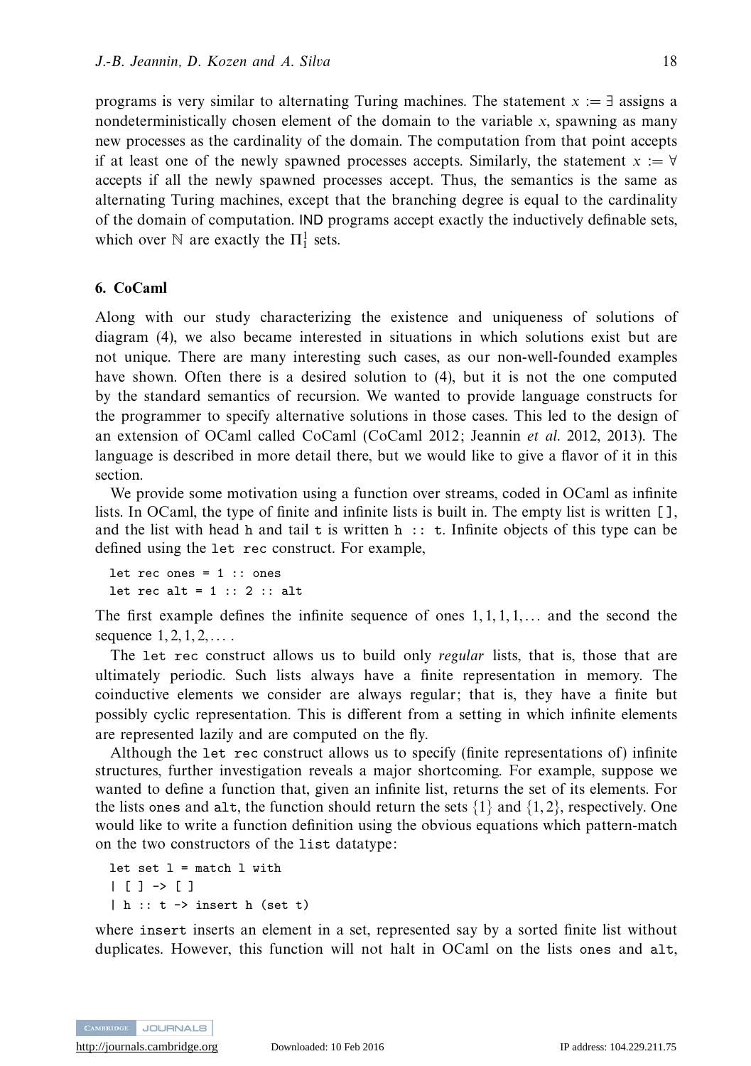programs is very similar to alternating Turing machines. The statement $x := \exists$ assigns a nondeterministically chosen element of the domain to the variable $x$, spawning as many new processes as the cardinality of the domain. The computation from that point accepts if at least one of the newly spawned processes accepts. Similarly, the statement $x := \forall$ accepts if all the newly spawned processes accept. Thus, the semantics is the same as alternating Turing machines, except that the branching degree is equal to the cardinality of the domain of computation. IND programs accept exactly the inductively definable sets, which over $\mathbb{N}$ are exactly the $\Pi_1^1$ sets.

## 6. CoCaml

Along with our study characterizing the existence and uniqueness of solutions of diagram (4), we also became interested in situations in which solutions exist but are not unique. There are many interesting such cases, as our non-well-founded examples have shown. Often there is a desired solution to (4), but it is not the one computed by the standard semantics of recursion. We wanted to provide language constructs for the programmer to specify alternative solutions in those cases. This led to the design of an extension of OCaml called CoCaml (CoCaml 2012; Jeannin *et al.* 2012, 2013). The language is described in more detail there, but we would like to give a flavor of it in this section.

We provide some motivation using a function over streams, coded in OCaml as infinite lists. In OCaml, the type of finite and infinite lists is built in. The empty list is written `[]`, and the list with head `h` and tail `t` is written `h :: t`. Infinite objects of this type can be defined using the `let rec` construct. For example,

```
let rec ones = 1 :: ones
let rec alt = 1 :: 2 :: alt
```

The first example defines the infinite sequence of ones $1, 1, 1, 1, \ldots$ and the second the sequence $1, 2, 1, 2, \ldots$ .

The `let rec` construct allows us to build only *regular* lists, that is, those that are ultimately periodic. Such lists always have a finite representation in memory. The coinductive elements we consider are always regular; that is, they have a finite but possibly cyclic representation. This is different from a setting in which infinite elements are represented lazily and are computed on the fly.

Although the `let rec` construct allows us to specify (finite representations of) infinite structures, further investigation reveals a major shortcoming. For example, suppose we wanted to define a function that, given an infinite list, returns the set of its elements. For the lists `ones` and `alt`, the function should return the sets $\{1\}$ and $\{1, 2\}$, respectively. One would like to write a function definition using the obvious equations which pattern-match on the two constructors of the `list` datatype:

```
let set l = match l with
| [ ] -> [ ]
| h :: t -> insert h (set t)
```

where `insert` inserts an element in a set, represented say by a sorted finite list without duplicates. However, this function will not halt in OCaml on the lists `ones` and `alt`,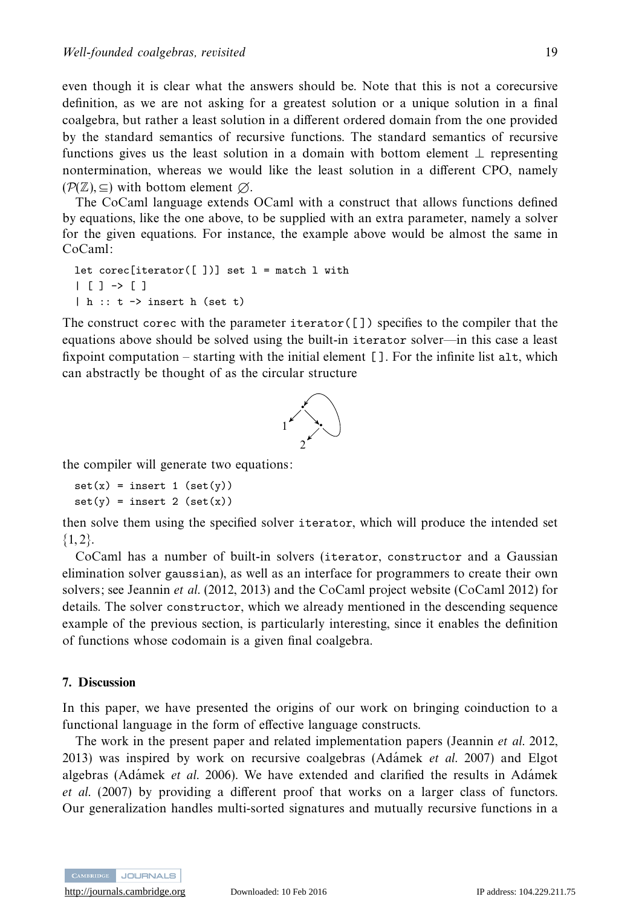even though it is clear what the answers should be. Note that this is not a corecursive definition, as we are not asking for a greatest solution or a unique solution in a final coalgebra, but rather a least solution in a different ordered domain from the one provided by the standard semantics of recursive functions. The standard semantics of recursive functions gives us the least solution in a domain with bottom element $\perp$ representing nontermination, whereas we would like the least solution in a different CPO, namely $(\mathcal{P}(\mathbb{Z}), \subseteq)$ with bottom element $\varnothing$.

The CoCaml language extends OCaml with a construct that allows functions defined by equations, like the one above, to be supplied with an extra parameter, namely a solver for the given equations. For instance, the example above would be almost the same in CoCaml:

```
let corec[iterator([ ])] set l = match l with
| [ ] -> [ ]
| h :: t -> insert h (set t)
```

The construct corec with the parameter iterator([]) specifies to the compiler that the equations above should be solved using the built-in iterator solver—in this case a least fixpoint computation – starting with the initial element []. For the infinite list alt, which can abstractly be thought of as the circular structure

the compiler will generate two equations:

```
set(x) = insert 1 (set(y))
set(y) = insert 2 (set(x))
```

then solve them using the specified solver iterator, which will produce the intended set $\{1, 2\}$.

CoCaml has a number of built-in solvers (iterator, constructor and a Gaussian elimination solver gaussian), as well as an interface for programmers to create their own solvers; see Jeannin *et al.* (2012, 2013) and the CoCaml project website (CoCaml 2012) for details. The solver constructor, which we already mentioned in the descending sequence example of the previous section, is particularly interesting, since it enables the definition of functions whose codomain is a given final coalgebra.

## 7. Discussion

In this paper, we have presented the origins of our work on bringing coinduction to a functional language in the form of effective language constructs.

The work in the present paper and related implementation papers (Jeannin *et al.* 2012, 2013) was inspired by work on recursive coalgebras (Adámek *et al.* 2007) and Elgot algebras (Adámek *et al.* 2006). We have extended and clarified the results in Adámek *et al.* (2007) by providing a different proof that works on a larger class of functors. Our generalization handles multi-sorted signatures and mutually recursive functions in a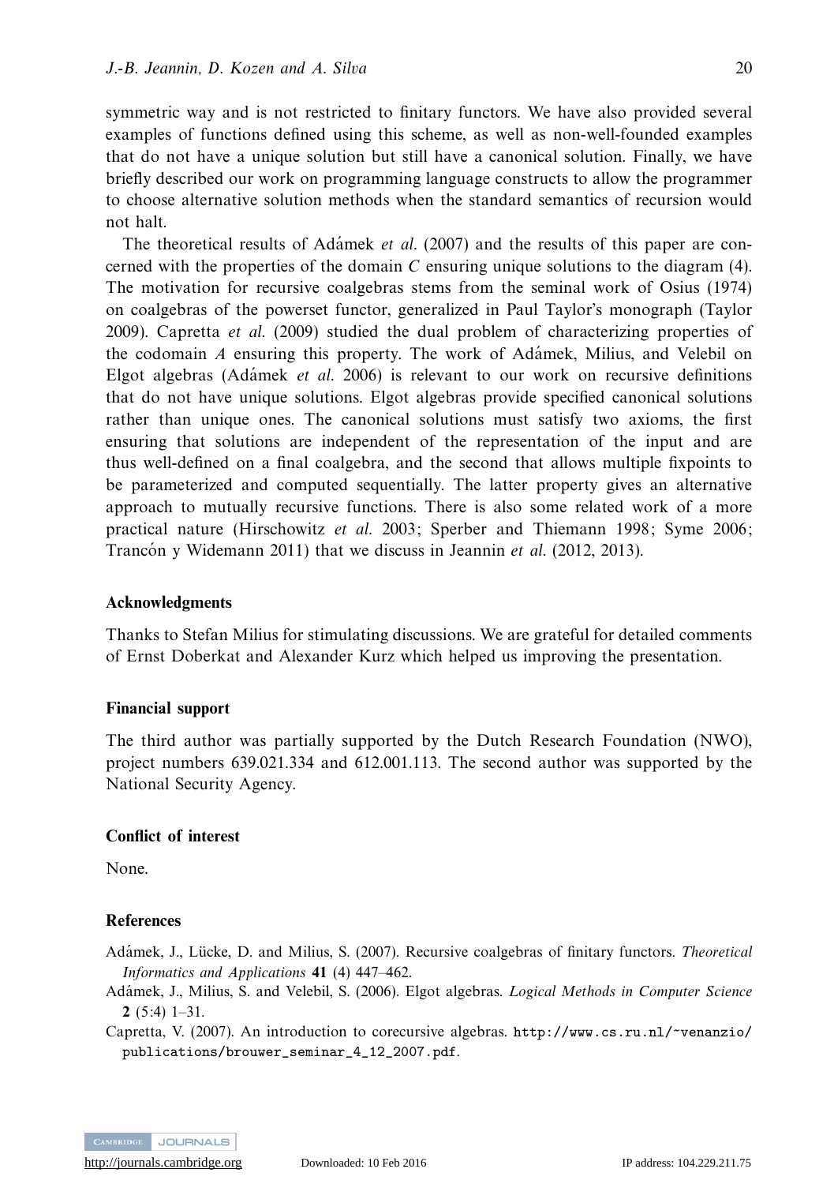symmetric way and is not restricted to finitary functors. We have also provided several examples of functions defined using this scheme, as well as non-well-founded examples that do not have a unique solution but still have a canonical solution. Finally, we have briefly described our work on programming language constructs to allow the programmer to choose alternative solution methods when the standard semantics of recursion would not halt.

The theoretical results of Adámek *et al.* (2007) and the results of this paper are concerned with the properties of the domain $C$ ensuring unique solutions to the diagram (4). The motivation for recursive coalgebras stems from the seminal work of Osius (1974) on coalgebras of the powerset functor, generalized in Paul Taylor's monograph (Taylor 2009). Capretta *et al.* (2009) studied the dual problem of characterizing properties of the codomain $A$ ensuring this property. The work of Adámek, Milius, and Velebil on Elgot algebras (Adámek *et al.* 2006) is relevant to our work on recursive definitions that do not have unique solutions. Elgot algebras provide specified canonical solutions rather than unique ones. The canonical solutions must satisfy two axioms, the first ensuring that solutions are independent of the representation of the input and are thus well-defined on a final coalgebra, and the second that allows multiple fixpoints to be parameterized and computed sequentially. The latter property gives an alternative approach to mutually recursive functions. There is also some related work of a more practical nature (Hirschowitz *et al.* 2003; Sperber and Thiemann 1998; Syme 2006; Trancón y Widemann 2011) that we discuss in Jeannin *et al.* (2012, 2013).

### Acknowledgments

Thanks to Stefan Milius for stimulating discussions. We are grateful for detailed comments of Ernst Doberkat and Alexander Kurz which helped us improving the presentation.

### Financial support

The third author was partially supported by the Dutch Research Foundation (NWO), project numbers 639.021.334 and 612.001.113. The second author was supported by the National Security Agency.

### Conflict of interest

None.

### References

Adámek, J., Lücke, D. and Milius, S. (2007). Recursive coalgebras of finitary functors. *Theoretical Informatics and Applications* **41** (4) 447–462.

Adámek, J., Milius, S. and Velebil, S. (2006). Elgot algebras. *Logical Methods in Computer Science* **2** (5:4) 1–31.

Capretta, V. (2007). An introduction to corecursive algebras. http://www.cs.ru.nl/~venanzio/publications/brouwer_seminar_4_12_2007.pdf.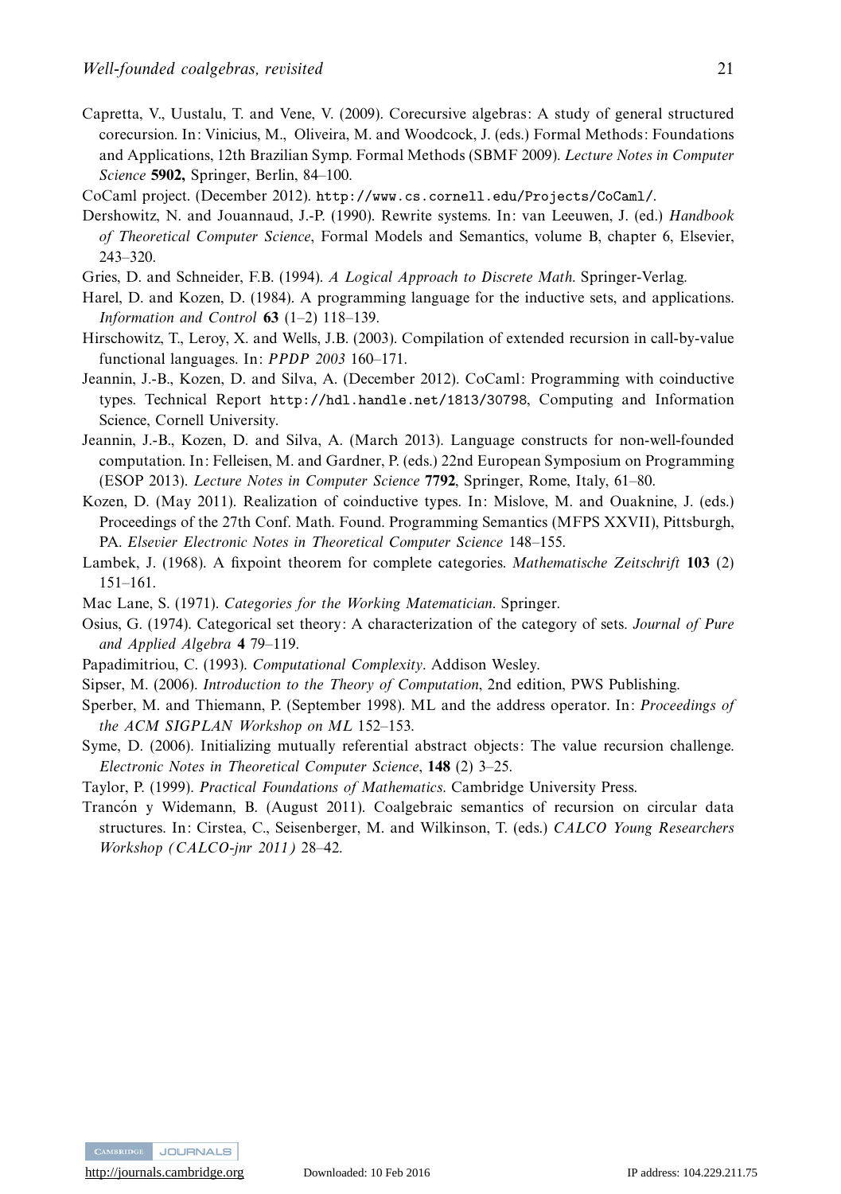Capretta, V., Uustalu, T. and Vene, V. (2009). Corecursive algebras: A study of general structured corecursion. In: Vinicius, M., Oliveira, M. and Woodcock, J. (eds.) Formal Methods: Foundations and Applications, 12th Brazilian Symp. Formal Methods (SBMF 2009). *Lecture Notes in Computer Science* **5902,** Springer, Berlin, 84–100.

CoCaml project. (December 2012). `http://www.cs.cornell.edu/Projects/CoCaml/`.

Dershowitz, N. and Jouannaud, J.-P. (1990). Rewrite systems. In: van Leeuwen, J. (ed.) *Handbook of Theoretical Computer Science*, Formal Models and Semantics, volume B, chapter 6, Elsevier, 243–320.

Gries, D. and Schneider, F.B. (1994). *A Logical Approach to Discrete Math*. Springer-Verlag.

Harel, D. and Kozen, D. (1984). A programming language for the inductive sets, and applications. *Information and Control* **63** (1–2) 118–139.

Hirschowitz, T., Leroy, X. and Wells, J.B. (2003). Compilation of extended recursion in call-by-value functional languages. In: *PPDP 2003* 160–171.

Jeannin, J.-B., Kozen, D. and Silva, A. (December 2012). CoCaml: Programming with coinductive types. Technical Report `http://hdl.handle.net/1813/30798`, Computing and Information Science, Cornell University.

Jeannin, J.-B., Kozen, D. and Silva, A. (March 2013). Language constructs for non-well-founded computation. In: Felleisen, M. and Gardner, P. (eds.) 22nd European Symposium on Programming (ESOP 2013). *Lecture Notes in Computer Science* **7792**, Springer, Rome, Italy, 61–80.

Kozen, D. (May 2011). Realization of coinductive types. In: Mislove, M. and Ouaknine, J. (eds.) Proceedings of the 27th Conf. Math. Found. Programming Semantics (MFPS XXVII), Pittsburgh, PA. *Elsevier Electronic Notes in Theoretical Computer Science* 148–155.

Lambek, J. (1968). A fixpoint theorem for complete categories. *Mathematische Zeitschrift* **103** (2) 151–161.

Mac Lane, S. (1971). *Categories for the Working Matematician*. Springer.

Osius, G. (1974). Categorical set theory: A characterization of the category of sets. *Journal of Pure and Applied Algebra* **4** 79–119.

Papadimitriou, C. (1993). *Computational Complexity*. Addison Wesley.

Sipser, M. (2006). *Introduction to the Theory of Computation*, 2nd edition, PWS Publishing.

Sperber, M. and Thiemann, P. (September 1998). ML and the address operator. In: *Proceedings of the ACM SIGPLAN Workshop on ML* 152–153.

Syme, D. (2006). Initializing mutually referential abstract objects: The value recursion challenge. *Electronic Notes in Theoretical Computer Science*, **148** (2) 3–25.

Taylor, P. (1999). *Practical Foundations of Mathematics*. Cambridge University Press.

Trancón y Widemann, B. (August 2011). Coalgebraic semantics of recursion on circular data structures. In: Cirstea, C., Seisenberger, M. and Wilkinson, T. (eds.) *CALCO Young Researchers Workshop (CALCO-jnr 2011)* 28–42.